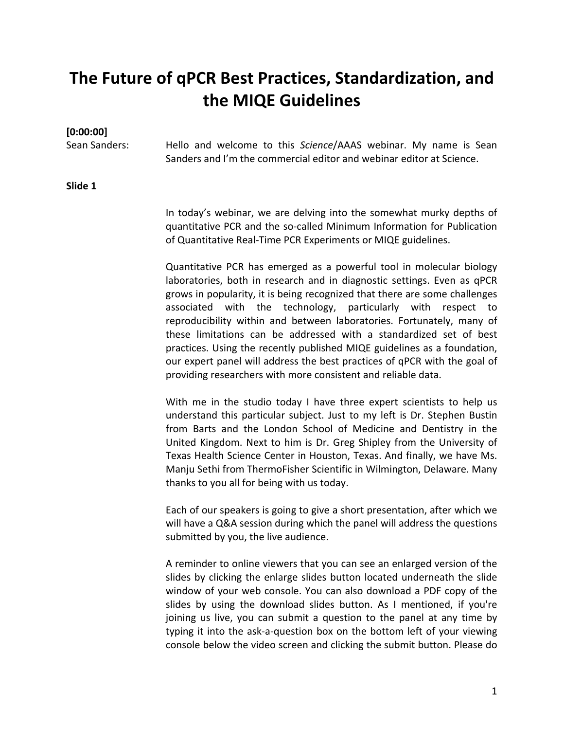# The Future of qPCR Best Practices, Standardization, and the MIQE Guidelines

**[0:00:00]**

Sean Sanders: Hello and welcome to this *Science*/AAAS webinar. My name is Sean Sanders and I'm the commercial editor and webinar editor at Science.

**Slide 1**

In today's webinar, we are delving into the somewhat murky depths of quantitative PCR and the so-called Minimum Information for Publication of Quantitative Real-Time PCR Experiments or MIQE guidelines.

Quantitative PCR has emerged as a powerful tool in molecular biology laboratories, both in research and in diagnostic settings. Even as qPCR grows in popularity, it is being recognized that there are some challenges associated with the technology, particularly with respect to reproducibility within and between laboratories. Fortunately, many of these limitations can be addressed with a standardized set of best practices. Using the recently published MIQE guidelines as a foundation, our expert panel will address the best practices of qPCR with the goal of providing researchers with more consistent and reliable data.

With me in the studio today I have three expert scientists to help us understand this particular subject. Just to my left is Dr. Stephen Bustin from Barts and the London School of Medicine and Dentistry in the United Kingdom. Next to him is Dr. Greg Shipley from the University of Texas Health Science Center in Houston, Texas. And finally, we have Ms. Manju Sethi from ThermoFisher Scientific in Wilmington, Delaware. Many thanks to you all for being with us today.

Each of our speakers is going to give a short presentation, after which we will have a Q&A session during which the panel will address the questions submitted by you, the live audience.

A reminder to online viewers that you can see an enlarged version of the slides by clicking the enlarge slides button located underneath the slide window of your web console. You can also download a PDF copy of the slides by using the download slides button. As I mentioned, if you're joining us live, you can submit a question to the panel at any time by typing it into the ask-a-question box on the bottom left of your viewing console below the video screen and clicking the submit button. Please do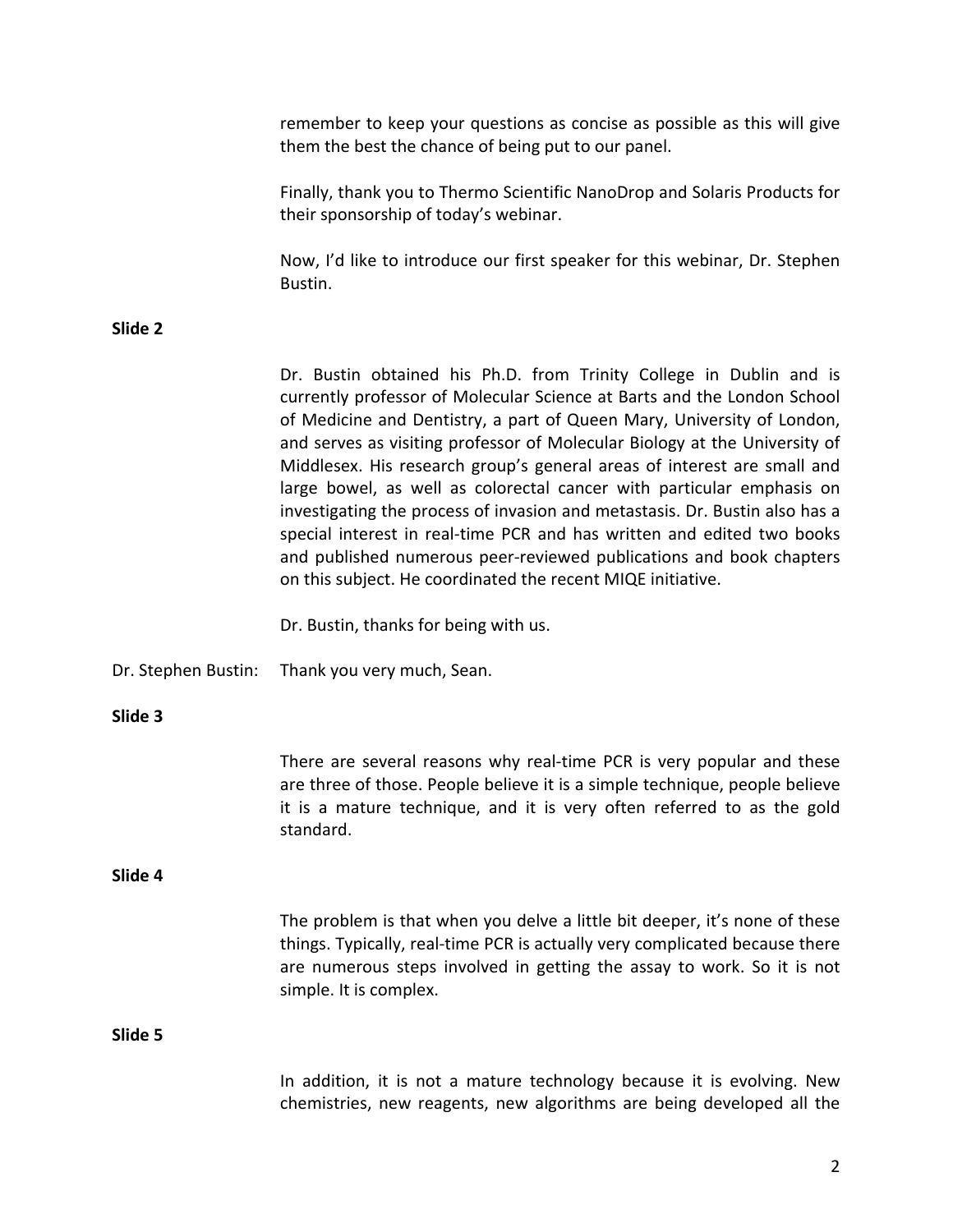remember to keep your questions as concise as possible as this will give them the best the chance of being put to our panel.

Finally, thank you to Thermo Scientific NanoDrop and Solaris Products for their sponsorship of today's webinar.

Now, I'd like to introduce our first speaker for this webinar, Dr. Stephen Bustin.

**Slide 2**

Dr. Bustin obtained his Ph.D. from Trinity College in Dublin and is currently professor of Molecular Science at Barts and the London School of Medicine and Dentistry, a part of Queen Mary, University of London, and serves as visiting professor of Molecular Biology at the University of Middlesex. His research group's general areas of interest are small and large bowel, as well as colorectal cancer with particular emphasis on investigating the process of invasion and metastasis. Dr. Bustin also has a special interest in real-time PCR and has written and edited two books and published numerous peer-reviewed publications and book chapters on this subject. He coordinated the recent MIQE initiative.

Dr. Bustin, thanks for being with us.

Dr. Stephen Bustin: Thank you very much, Sean.

**Slide 3**

There are several reasons why real-time PCR is very popular and these are three of those. People believe it is a simple technique, people believe it is a mature technique, and it is very often referred to as the gold standard.

**Slide 4**

The problem is that when you delve a little bit deeper, it's none of these things. Typically, real-time PCR is actually very complicated because there are numerous steps involved in getting the assay to work. So it is not simple. It is complex.

**Slide 5**

In addition, it is not a mature technology because it is evolving. New chemistries, new reagents, new algorithms are being developed all the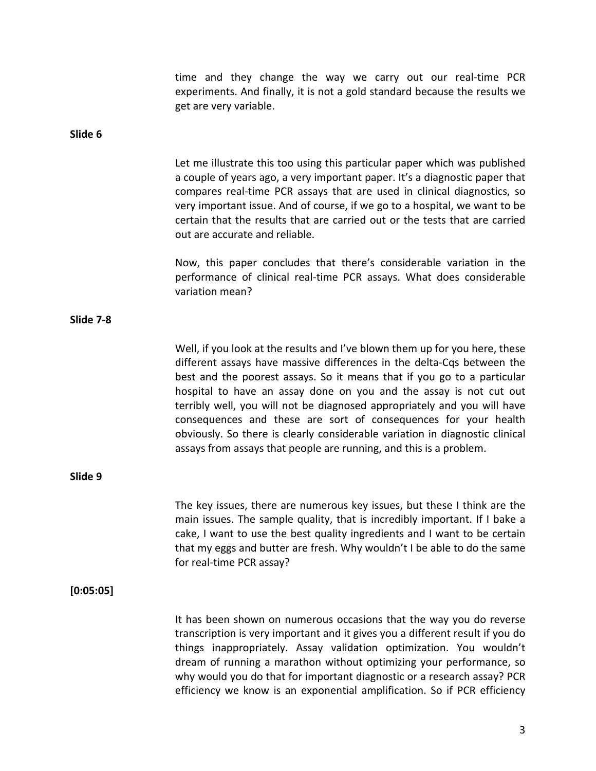time and they change the way we carry out our real-time PCR experiments. And finally, it is not a gold standard because the results we get are very variable.

**Slide 6**

Let me illustrate this too using this particular paper which was published a couple of years ago, a very important paper. It's a diagnostic paper that compares real-time PCR assays that are used in clinical diagnostics, so very important issue. And of course, if we go to a hospital, we want to be certain that the results that are carried out or the tests that are carried out are accurate and reliable.

Now, this paper concludes that there's considerable variation in the performance of clinical real-time PCR assays. What does considerable variation mean?

**Slide 7-8**

Well, if you look at the results and I've blown them up for you here, these different assays have massive differences in the delta-Cqs between the best and the poorest assays. So it means that if you go to a particular hospital to have an assay done on you and the assay is not cut out terribly well, you will not be diagnosed appropriately and you will have consequences and these are sort of consequences for your health obviously. So there is clearly considerable variation in diagnostic clinical assays from assays that people are running, and this is a problem.

**Slide 9**

The key issues, there are numerous key issues, but these I think are the main issues. The sample quality, that is incredibly important. If I bake a cake, I want to use the best quality ingredients and I want to be certain that my eggs and butter are fresh. Why wouldn't I be able to do the same for real-time PCR assay?

**[0:05:05]**

It has been shown on numerous occasions that the way you do reverse transcription is very important and it gives you a different result if you do things inappropriately. Assay validation optimization. You wouldn't dream of running a marathon without optimizing your performance, so why would you do that for important diagnostic or a research assay? PCR efficiency we know is an exponential amplification. So if PCR efficiency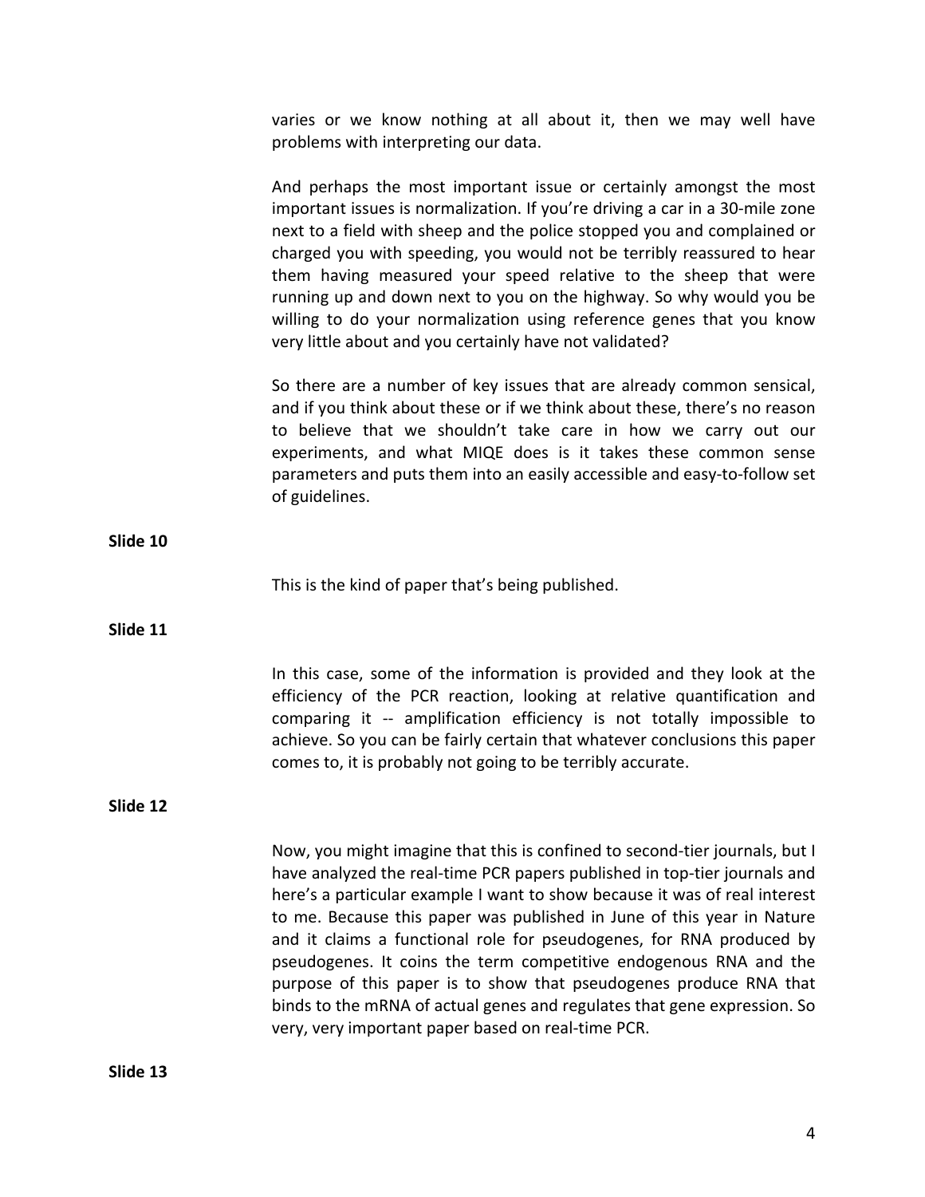varies or we know nothing at all about it, then we may well have problems with interpreting our data.

And perhaps the most important issue or certainly amongst the most important issues is normalization. If you're driving a car in a 30-mile zone next to a field with sheep and the police stopped you and complained or charged you with speeding, you would not be terribly reassured to hear them having measured your speed relative to the sheep that were running up and down next to you on the highway. So why would you be willing to do your normalization using reference genes that you know very little about and you certainly have not validated?

So there are a number of key issues that are already common sensical, and if you think about these or if we think about these, there's no reason to believe that we shouldn't take care in how we carry out our experiments, and what MIQE does is it takes these common sense parameters and puts them into an easily accessible and easy-to-follow set of guidelines.

**Slide 10**

This is the kind of paper that's being published.

**Slide 11**

In this case, some of the information is provided and they look at the efficiency of the PCR reaction, looking at relative quantification and comparing it -- amplification efficiency is not totally impossible to achieve. So you can be fairly certain that whatever conclusions this paper comes to, it is probably not going to be terribly accurate.

**Slide 12**

Now, you might imagine that this is confined to second-tier journals, but I have analyzed the real-time PCR papers published in top-tier journals and here's a particular example I want to show because it was of real interest to me. Because this paper was published in June of this year in Nature and it claims a functional role for pseudogenes, for RNA produced by pseudogenes. It coins the term competitive endogenous RNA and the purpose of this paper is to show that pseudogenes produce RNA that binds to the mRNA of actual genes and regulates that gene expression. So very, very important paper based on real-time PCR.

**Slide 13**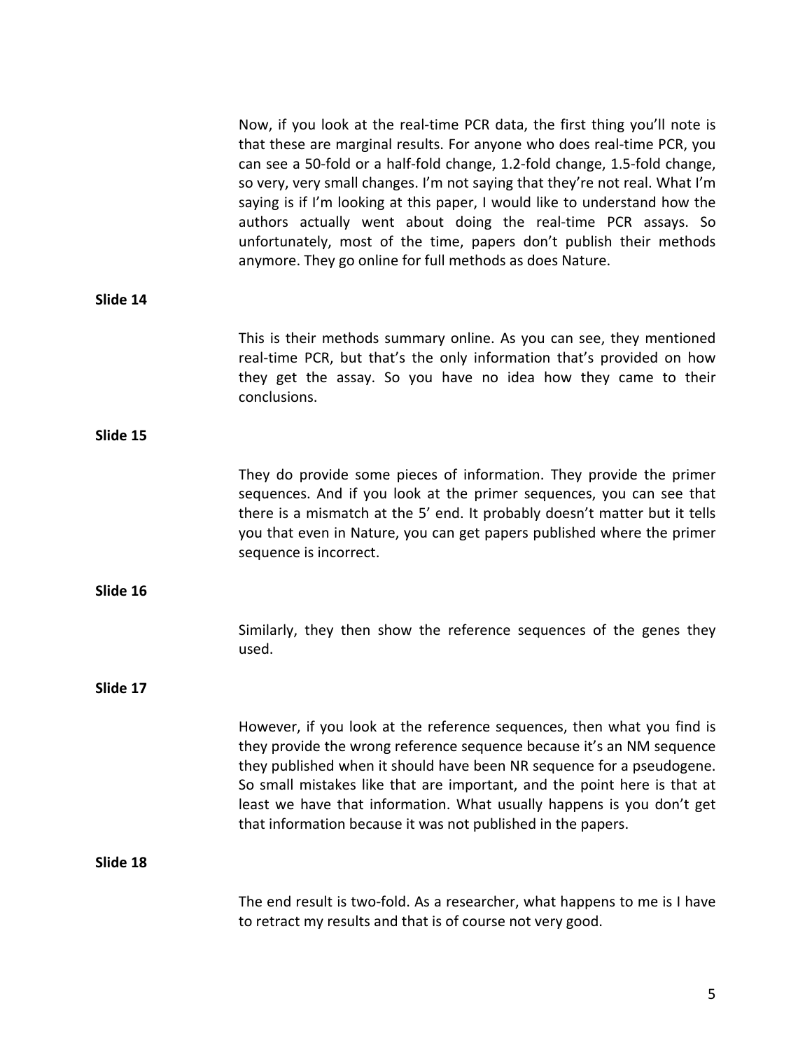Now, if you look at the real-time PCR data, the first thing you'll note is that these are marginal results. For anyone who does real-time PCR, you can see a 50-fold or a half-fold change, 1.2-fold change, 1.5-fold change, so very, very small changes. I'm not saying that they're not real. What I'm saying is if I'm looking at this paper, I would like to understand how the authors actually went about doing the real-time PCR assays. So unfortunately, most of the time, papers don't publish their methods anymore. They go online for full methods as does Nature.

**Slide 14**

This is their methods summary online. As you can see, they mentioned real-time PCR, but that's the only information that's provided on how they get the assay. So you have no idea how they came to their conclusions.

**Slide 15**

They do provide some pieces of information. They provide the primer sequences. And if you look at the primer sequences, you can see that there is a mismatch at the 5' end. It probably doesn't matter but it tells you that even in Nature, you can get papers published where the primer sequence is incorrect.

**Slide 16**

Similarly, they then show the reference sequences of the genes they used.

**Slide 17**

However, if you look at the reference sequences, then what you find is they provide the wrong reference sequence because it's an NM sequence they published when it should have been NR sequence for a pseudogene. So small mistakes like that are important, and the point here is that at least we have that information. What usually happens is you don't get that information because it was not published in the papers.

**Slide 18**

The end result is two-fold. As a researcher, what happens to me is I have to retract my results and that is of course not very good.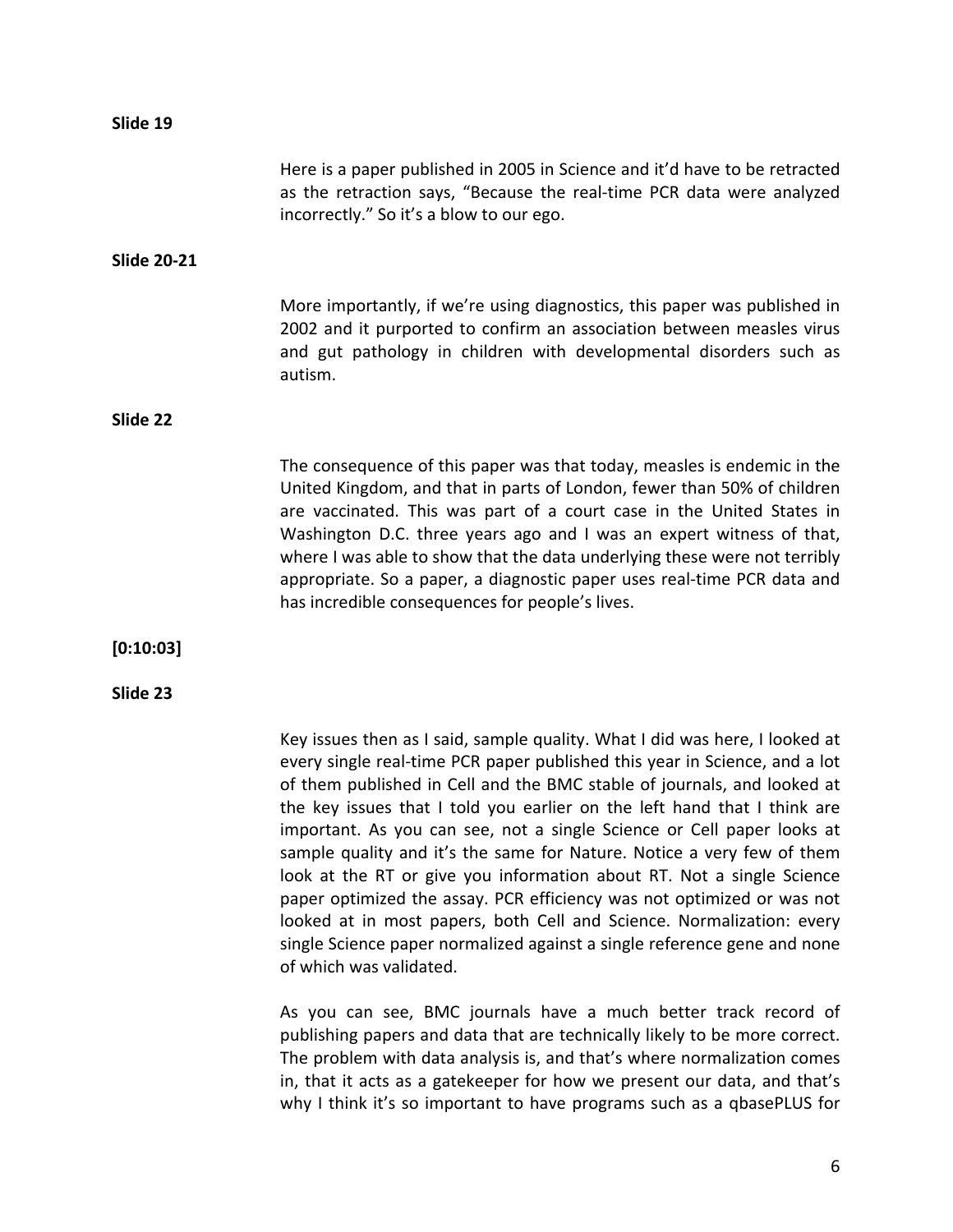**Slide 19**

Here is a paper published in 2005 in Science and it'd have to be retracted as the retraction says, "Because the real-time PCR data were analyzed incorrectly." So it's a blow to our ego.

**Slide 20-21**

More importantly, if we're using diagnostics, this paper was published in 2002 and it purported to confirm an association between measles virus and gut pathology in children with developmental disorders such as autism.

**Slide 22**

The consequence of this paper was that today, measles is endemic in the United Kingdom, and that in parts of London, fewer than 50% of children are vaccinated. This was part of a court case in the United States in Washington D.C. three years ago and I was an expert witness of that, where I was able to show that the data underlying these were not terribly appropriate. So a paper, a diagnostic paper uses real-time PCR data and has incredible consequences for people's lives.

**[0:10:03]**

**Slide 23**

Key issues then as I said, sample quality. What I did was here, I looked at every single real-time PCR paper published this year in Science, and a lot of them published in Cell and the BMC stable of journals, and looked at the key issues that I told you earlier on the left hand that I think are important. As you can see, not a single Science or Cell paper looks at sample quality and it's the same for Nature. Notice a very few of them look at the RT or give you information about RT. Not a single Science paper optimized the assay. PCR efficiency was not optimized or was not looked at in most papers, both Cell and Science. Normalization: every single Science paper normalized against a single reference gene and none of which was validated.

As you can see, BMC journals have a much better track record of publishing papers and data that are technically likely to be more correct. The problem with data analysis is, and that's where normalization comes in, that it acts as a gatekeeper for how we present our data, and that's why I think it's so important to have programs such as a qbasePLUS for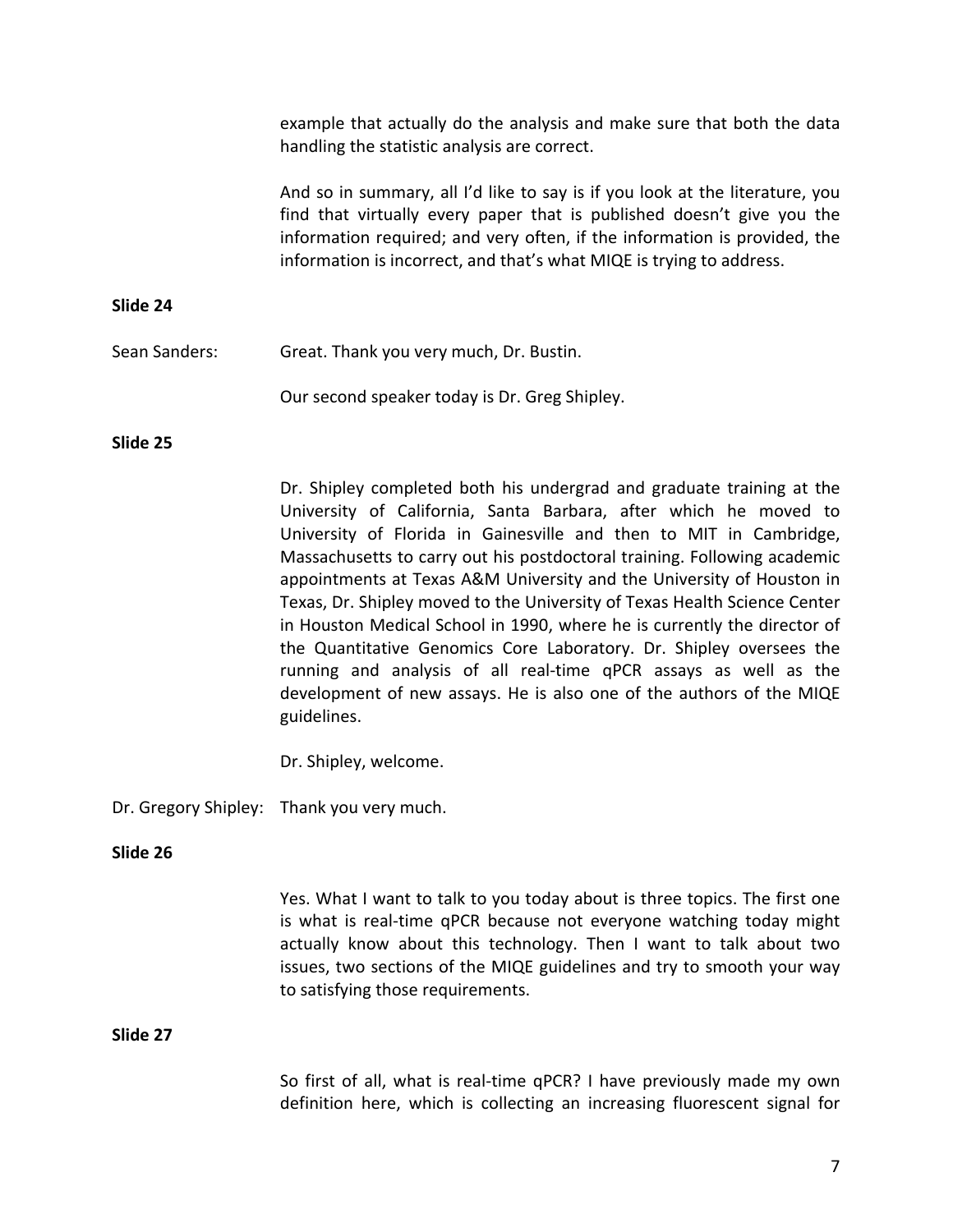example that actually do the analysis and make sure that both the data handling the statistic analysis are correct.

And so in summary, all I'd like to say is if you look at the literature, you find that virtually every paper that is published doesn't give you the information required; and very often, if the information is provided, the information is incorrect, and that's what MIQE is trying to address.

**Slide 24**

Sean Sanders: Great. Thank you very much, Dr. Bustin.

Our second speaker today is Dr. Greg Shipley.

**Slide 25**

Dr. Shipley completed both his undergrad and graduate training at the University of California, Santa Barbara, after which he moved to University of Florida in Gainesville and then to MIT in Cambridge, Massachusetts to carry out his postdoctoral training. Following academic appointments at Texas A&M University and the University of Houston in Texas, Dr. Shipley moved to the University of Texas Health Science Center in Houston Medical School in 1990, where he is currently the director of the Quantitative Genomics Core Laboratory. Dr. Shipley oversees the running and analysis of all real-time qPCR assays as well as the development of new assays. He is also one of the authors of the MIQE guidelines.

Dr. Shipley, welcome.

Dr. Gregory Shipley: Thank you very much.

**Slide 26**

Yes. What I want to talk to you today about is three topics. The first one is what is real-time qPCR because not everyone watching today might actually know about this technology. Then I want to talk about two issues, two sections of the MIQE guidelines and try to smooth your way to satisfying those requirements.

**Slide 27**

So first of all, what is real-time qPCR? I have previously made my own definition here, which is collecting an increasing fluorescent signal for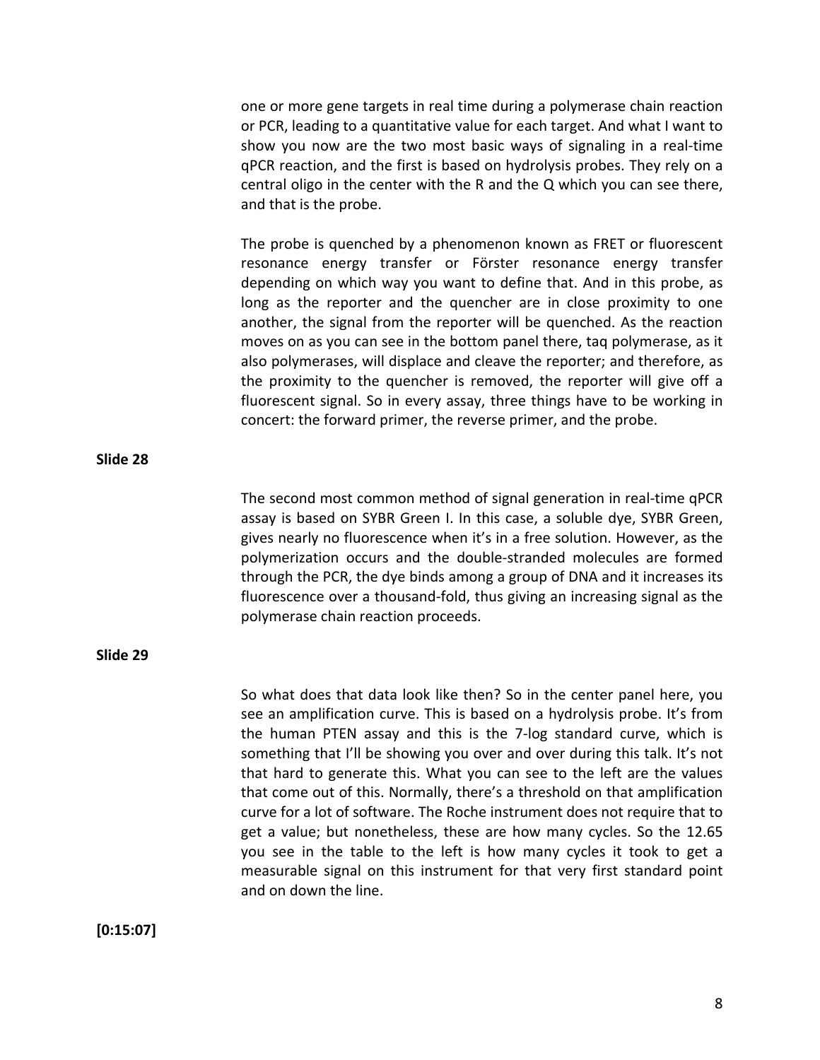one or more gene targets in real time during a polymerase chain reaction or PCR, leading to a quantitative value for each target. And what I want to show you now are the two most basic ways of signaling in a real-time qPCR reaction, and the first is based on hydrolysis probes. They rely on a central oligo in the center with the R and the Q which you can see there, and that is the probe.

The probe is quenched by a phenomenon known as FRET or fluorescent resonance energy transfer or Förster resonance energy transfer depending on which way you want to define that. And in this probe, as long as the reporter and the quencher are in close proximity to one another, the signal from the reporter will be quenched. As the reaction moves on as you can see in the bottom panel there, taq polymerase, as it also polymerases, will displace and cleave the reporter; and therefore, as the proximity to the quencher is removed, the reporter will give off a fluorescent signal. So in every assay, three things have to be working in concert: the forward primer, the reverse primer, and the probe.

**Slide 28**

The second most common method of signal generation in real-time qPCR assay is based on SYBR Green I. In this case, a soluble dye, SYBR Green, gives nearly no fluorescence when it's in a free solution. However, as the polymerization occurs and the double-stranded molecules are formed through the PCR, the dye binds among a group of DNA and it increases its fluorescence over a thousand-fold, thus giving an increasing signal as the polymerase chain reaction proceeds.

**Slide 29**

So what does that data look like then? So in the center panel here, you see an amplification curve. This is based on a hydrolysis probe. It's from the human PTEN assay and this is the 7-log standard curve, which is something that I'll be showing you over and over during this talk. It's not that hard to generate this. What you can see to the left are the values that come out of this. Normally, there's a threshold on that amplification curve for a lot of software. The Roche instrument does not require that to get a value; but nonetheless, these are how many cycles. So the 12.65 you see in the table to the left is how many cycles it took to get a measurable signal on this instrument for that very first standard point and on down the line.

**[0:15:07]**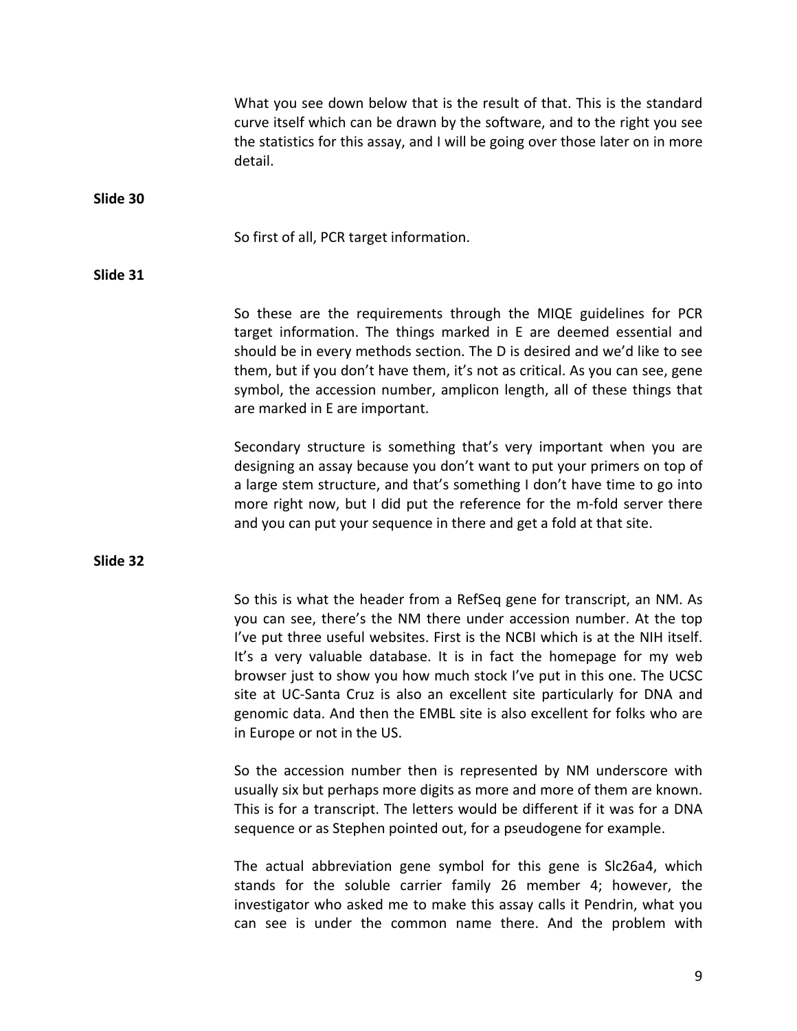What you see down below that is the result of that. This is the standard curve itself which can be drawn by the software, and to the right you see the statistics for this assay, and I will be going over those later on in more detail.

**Slide 30**

So first of all, PCR target information.

**Slide 31**

So these are the requirements through the MIQE guidelines for PCR target information. The things marked in E are deemed essential and should be in every methods section. The D is desired and we'd like to see them, but if you don't have them, it's not as critical. As you can see, gene symbol, the accession number, amplicon length, all of these things that are marked in E are important.

Secondary structure is something that's very important when you are designing an assay because you don't want to put your primers on top of a large stem structure, and that's something I don't have time to go into more right now, but I did put the reference for the m-fold server there and you can put your sequence in there and get a fold at that site.

**Slide 32**

So this is what the header from a RefSeq gene for transcript, an NM. As you can see, there's the NM there under accession number. At the top I've put three useful websites. First is the NCBI which is at the NIH itself. It's a very valuable database. It is in fact the homepage for my web browser just to show you how much stock I've put in this one. The UCSC site at UC-Santa Cruz is also an excellent site particularly for DNA and genomic data. And then the EMBL site is also excellent for folks who are in Europe or not in the US.

So the accession number then is represented by NM underscore with usually six but perhaps more digits as more and more of them are known. This is for a transcript. The letters would be different if it was for a DNA sequence or as Stephen pointed out, for a pseudogene for example.

The actual abbreviation gene symbol for this gene is Slc26a4, which stands for the soluble carrier family 26 member 4; however, the investigator who asked me to make this assay calls it Pendrin, what you can see is under the common name there. And the problem with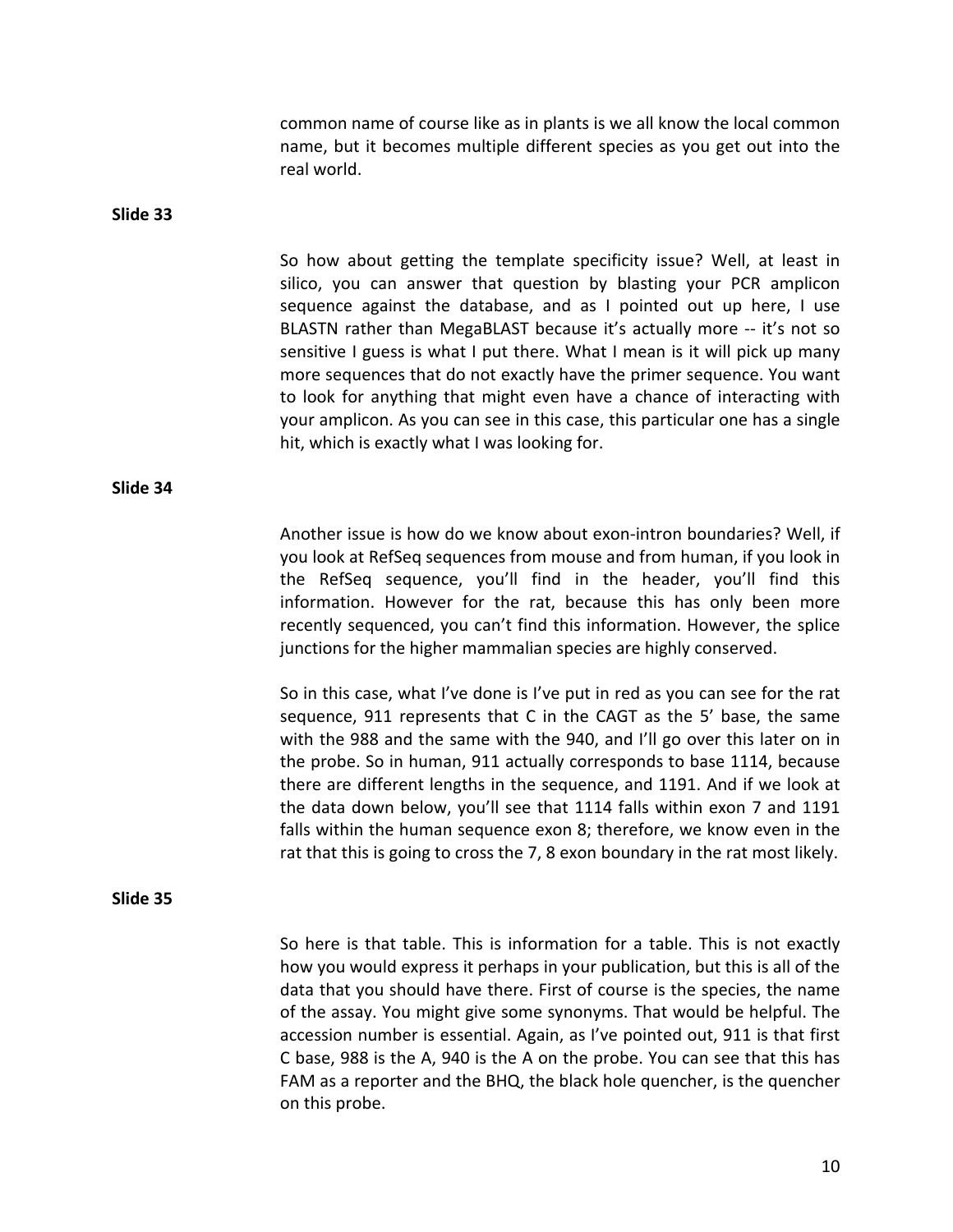common name of course like as in plants is we all know the local common name, but it becomes multiple different species as you get out into the real world.

**Slide 33**

So how about getting the template specificity issue? Well, at least in silico, you can answer that question by blasting your PCR amplicon sequence against the database, and as I pointed out up here, I use BLASTN rather than MegaBLAST because it's actually more -- it's not so sensitive I guess is what I put there. What I mean is it will pick up many more sequences that do not exactly have the primer sequence. You want to look for anything that might even have a chance of interacting with your amplicon. As you can see in this case, this particular one has a single hit, which is exactly what I was looking for.

**Slide 34**

Another issue is how do we know about exon-intron boundaries? Well, if you look at RefSeq sequences from mouse and from human, if you look in the RefSeq sequence, you'll find in the header, you'll find this information. However for the rat, because this has only been more recently sequenced, you can't find this information. However, the splice junctions for the higher mammalian species are highly conserved.

So in this case, what I've done is I've put in red as you can see for the rat sequence, 911 represents that C in the CAGT as the 5' base, the same with the 988 and the same with the 940, and I'll go over this later on in the probe. So in human, 911 actually corresponds to base 1114, because there are different lengths in the sequence, and 1191. And if we look at the data down below, you'll see that 1114 falls within exon 7 and 1191 falls within the human sequence exon 8; therefore, we know even in the rat that this is going to cross the 7, 8 exon boundary in the rat most likely.

**Slide 35**

So here is that table. This is information for a table. This is not exactly how you would express it perhaps in your publication, but this is all of the data that you should have there. First of course is the species, the name of the assay. You might give some synonyms. That would be helpful. The accession number is essential. Again, as I've pointed out, 911 is that first C base, 988 is the A, 940 is the A on the probe. You can see that this has FAM as a reporter and the BHQ, the black hole quencher, is the quencher on this probe.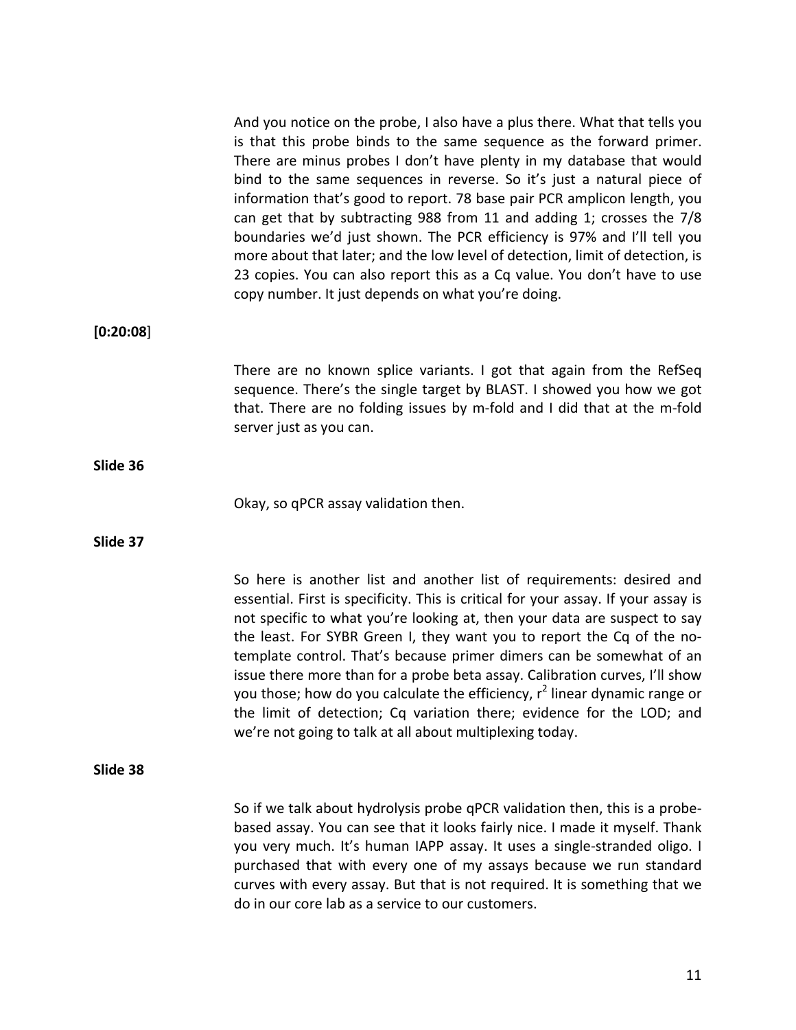And you notice on the probe, I also have a plus there. What that tells you is that this probe binds to the same sequence as the forward primer. There are minus probes I don't have plenty in my database that would bind to the same sequences in reverse. So it's just a natural piece of information that's good to report. 78 base pair PCR amplicon length, you can get that by subtracting 988 from 11 and adding 1; crosses the 7/8 boundaries we'd just shown. The PCR efficiency is 97% and I'll tell you more about that later; and the low level of detection, limit of detection, is 23 copies. You can also report this as a Cq value. You don't have to use copy number. It just depends on what you're doing.

**[0:20:08]**

There are no known splice variants. I got that again from the RefSeq sequence. There's the single target by BLAST. I showed you how we got that. There are no folding issues by m-fold and I did that at the m-fold server just as you can.

**Slide 36**

Okay, so qPCR assay validation then.

**Slide 37**

So here is another list and another list of requirements: desired and essential. First is specificity. This is critical for your assay. If your assay is not specific to what you're looking at, then your data are suspect to say the least. For SYBR Green I, they want you to report the Cq of the no-template control. That's because primer dimers can be somewhat of an issue there more than for a probe beta assay. Calibration curves, I'll show you those; how do you calculate the efficiency, $r^2$ linear dynamic range or the limit of detection; Cq variation there; evidence for the LOD; and we're not going to talk at all about multiplexing today.

**Slide 38**

So if we talk about hydrolysis probe qPCR validation then, this is a probe-based assay. You can see that it looks fairly nice. I made it myself. Thank you very much. It's human IAPP assay. It uses a single-stranded oligo. I purchased that with every one of my assays because we run standard curves with every assay. But that is not required. It is something that we do in our core lab as a service to our customers.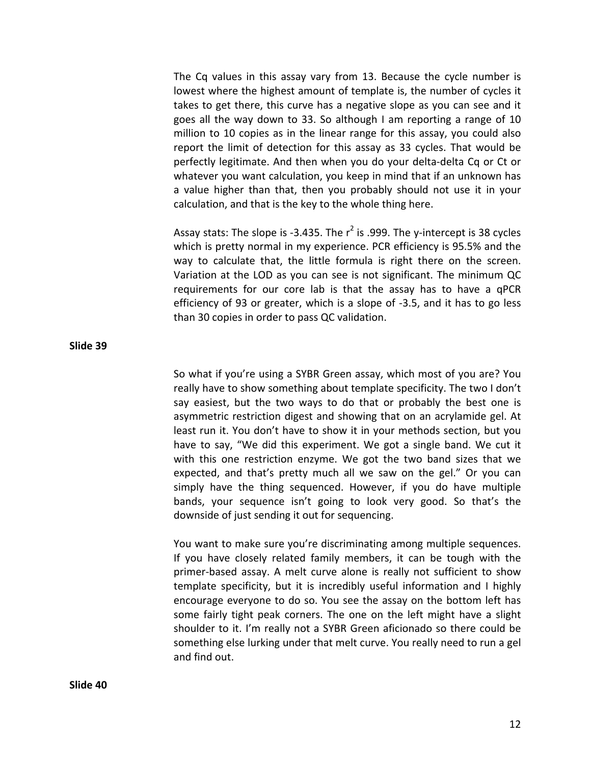The Cq values in this assay vary from 13. Because the cycle number is lowest where the highest amount of template is, the number of cycles it takes to get there, this curve has a negative slope as you can see and it goes all the way down to 33. So although I am reporting a range of 10 million to 10 copies as in the linear range for this assay, you could also report the limit of detection for this assay as 33 cycles. That would be perfectly legitimate. And then when you do your delta-delta Cq or Ct or whatever you want calculation, you keep in mind that if an unknown has a value higher than that, then you probably should not use it in your calculation, and that is the key to the whole thing here.

Assay stats: The slope is -3.435. The $r^2$ is .999. The y-intercept is 38 cycles which is pretty normal in my experience. PCR efficiency is 95.5% and the way to calculate that, the little formula is right there on the screen. Variation at the LOD as you can see is not significant. The minimum QC requirements for our core lab is that the assay has to have a qPCR efficiency of 93 or greater, which is a slope of -3.5, and it has to go less than 30 copies in order to pass QC validation.

**Slide 39**

So what if you're using a SYBR Green assay, which most of you are? You really have to show something about template specificity. The two I don't say easiest, but the two ways to do that or probably the best one is asymmetric restriction digest and showing that on an acrylamide gel. At least run it. You don't have to show it in your methods section, but you have to say, "We did this experiment. We got a single band. We cut it with this one restriction enzyme. We got the two band sizes that we expected, and that's pretty much all we saw on the gel." Or you can simply have the thing sequenced. However, if you do have multiple bands, your sequence isn't going to look very good. So that's the downside of just sending it out for sequencing.

You want to make sure you're discriminating among multiple sequences. If you have closely related family members, it can be tough with the primer-based assay. A melt curve alone is really not sufficient to show template specificity, but it is incredibly useful information and I highly encourage everyone to do so. You see the assay on the bottom left has some fairly tight peak corners. The one on the left might have a slight shoulder to it. I'm really not a SYBR Green aficionado so there could be something else lurking under that melt curve. You really need to run a gel and find out.

**Slide 40**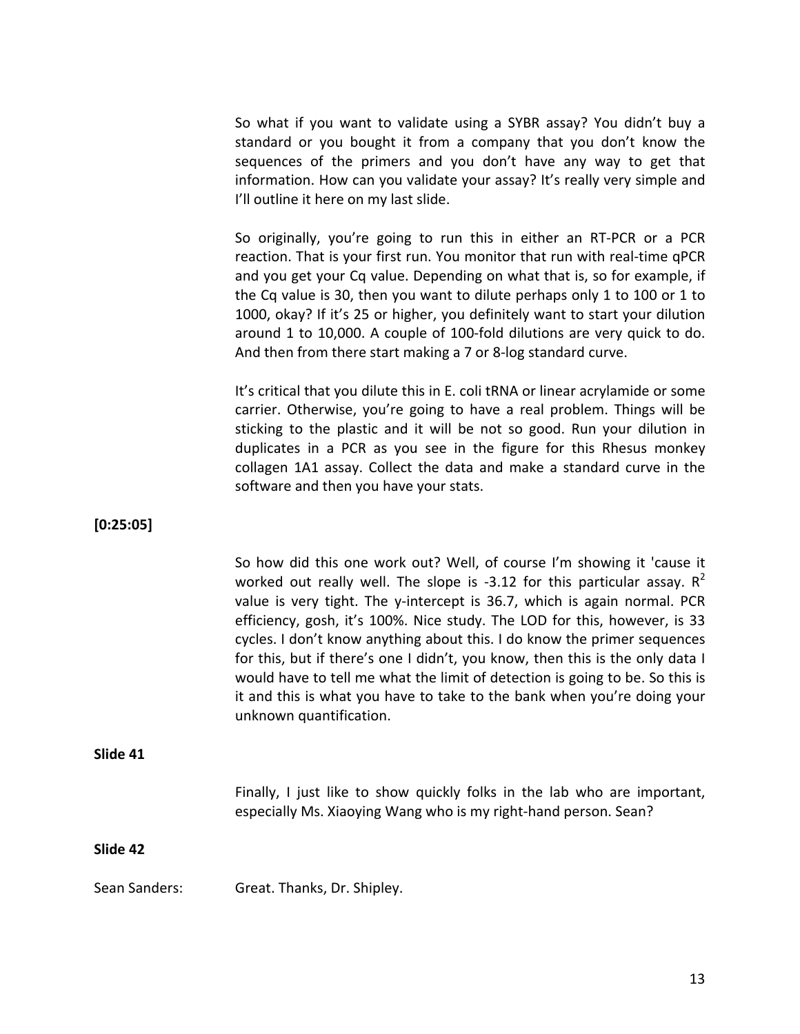So what if you want to validate using a SYBR assay? You didn't buy a standard or you bought it from a company that you don't know the sequences of the primers and you don't have any way to get that information. How can you validate your assay? It's really very simple and I'll outline it here on my last slide.

So originally, you're going to run this in either an RT-PCR or a PCR reaction. That is your first run. You monitor that run with real-time qPCR and you get your Cq value. Depending on what that is, so for example, if the Cq value is 30, then you want to dilute perhaps only 1 to 100 or 1 to 1000, okay? If it's 25 or higher, you definitely want to start your dilution around 1 to 10,000. A couple of 100-fold dilutions are very quick to do. And then from there start making a 7 or 8-log standard curve.

It's critical that you dilute this in E. coli tRNA or linear acrylamide or some carrier. Otherwise, you're going to have a real problem. Things will be sticking to the plastic and it will be not so good. Run your dilution in duplicates in a PCR as you see in the figure for this Rhesus monkey collagen 1A1 assay. Collect the data and make a standard curve in the software and then you have your stats.

**[0:25:05]**

So how did this one work out? Well, of course I'm showing it 'cause it worked out really well. The slope is -3.12 for this particular assay. $R^2$ value is very tight. The y-intercept is 36.7, which is again normal. PCR efficiency, gosh, it's 100%. Nice study. The LOD for this, however, is 33 cycles. I don't know anything about this. I do know the primer sequences for this, but if there's one I didn't, you know, then this is the only data I would have to tell me what the limit of detection is going to be. So this is it and this is what you have to take to the bank when you're doing your unknown quantification.

**Slide 41**

Finally, I just like to show quickly folks in the lab who are important, especially Ms. Xiaoying Wang who is my right-hand person. Sean?

**Slide 42**

Sean Sanders: Great. Thanks, Dr. Shipley.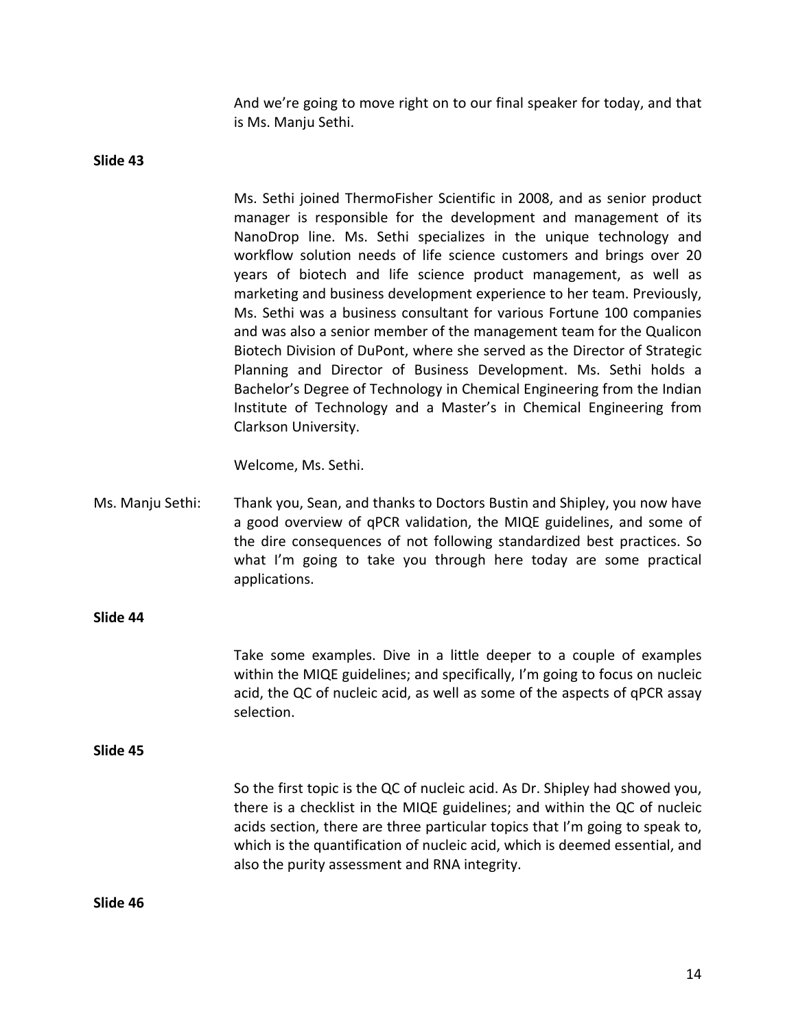And we're going to move right on to our final speaker for today, and that is Ms. Manju Sethi.

**Slide 43**

Ms. Sethi joined ThermoFisher Scientific in 2008, and as senior product manager is responsible for the development and management of its NanoDrop line. Ms. Sethi specializes in the unique technology and workflow solution needs of life science customers and brings over 20 years of biotech and life science product management, as well as marketing and business development experience to her team. Previously, Ms. Sethi was a business consultant for various Fortune 100 companies and was also a senior member of the management team for the Qualicon Biotech Division of DuPont, where she served as the Director of Strategic Planning and Director of Business Development. Ms. Sethi holds a Bachelor's Degree of Technology in Chemical Engineering from the Indian Institute of Technology and a Master's in Chemical Engineering from Clarkson University.

Welcome, Ms. Sethi.

Ms. Manju Sethi: Thank you, Sean, and thanks to Doctors Bustin and Shipley, you now have a good overview of qPCR validation, the MIQE guidelines, and some of the dire consequences of not following standardized best practices. So what I'm going to take you through here today are some practical applications.

**Slide 44**

Take some examples. Dive in a little deeper to a couple of examples within the MIQE guidelines; and specifically, I'm going to focus on nucleic acid, the QC of nucleic acid, as well as some of the aspects of qPCR assay selection.

**Slide 45**

So the first topic is the QC of nucleic acid. As Dr. Shipley had showed you, there is a checklist in the MIQE guidelines; and within the QC of nucleic acids section, there are three particular topics that I'm going to speak to, which is the quantification of nucleic acid, which is deemed essential, and also the purity assessment and RNA integrity.

**Slide 46**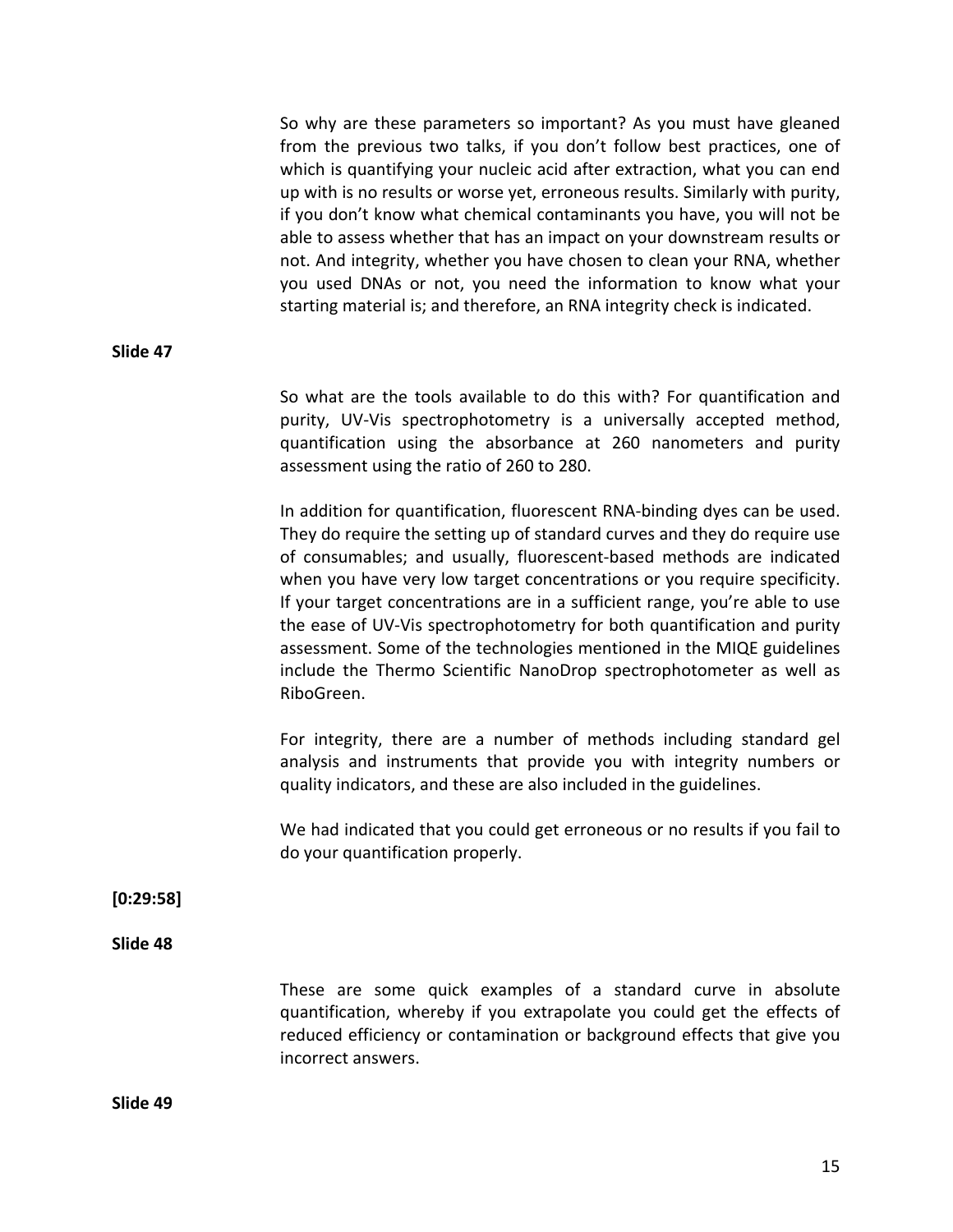So why are these parameters so important? As you must have gleaned from the previous two talks, if you don't follow best practices, one of which is quantifying your nucleic acid after extraction, what you can end up with is no results or worse yet, erroneous results. Similarly with purity, if you don't know what chemical contaminants you have, you will not be able to assess whether that has an impact on your downstream results or not. And integrity, whether you have chosen to clean your RNA, whether you used DNAs or not, you need the information to know what your starting material is; and therefore, an RNA integrity check is indicated.

**Slide 47**

So what are the tools available to do this with? For quantification and purity, UV-Vis spectrophotometry is a universally accepted method, quantification using the absorbance at 260 nanometers and purity assessment using the ratio of 260 to 280.

In addition for quantification, fluorescent RNA-binding dyes can be used. They do require the setting up of standard curves and they do require use of consumables; and usually, fluorescent-based methods are indicated when you have very low target concentrations or you require specificity. If your target concentrations are in a sufficient range, you're able to use the ease of UV-Vis spectrophotometry for both quantification and purity assessment. Some of the technologies mentioned in the MIQE guidelines include the Thermo Scientific NanoDrop spectrophotometer as well as RiboGreen.

For integrity, there are a number of methods including standard gel analysis and instruments that provide you with integrity numbers or quality indicators, and these are also included in the guidelines.

We had indicated that you could get erroneous or no results if you fail to do your quantification properly.

**[0:29:58]**

**Slide 48**

These are some quick examples of a standard curve in absolute quantification, whereby if you extrapolate you could get the effects of reduced efficiency or contamination or background effects that give you incorrect answers.

**Slide 49**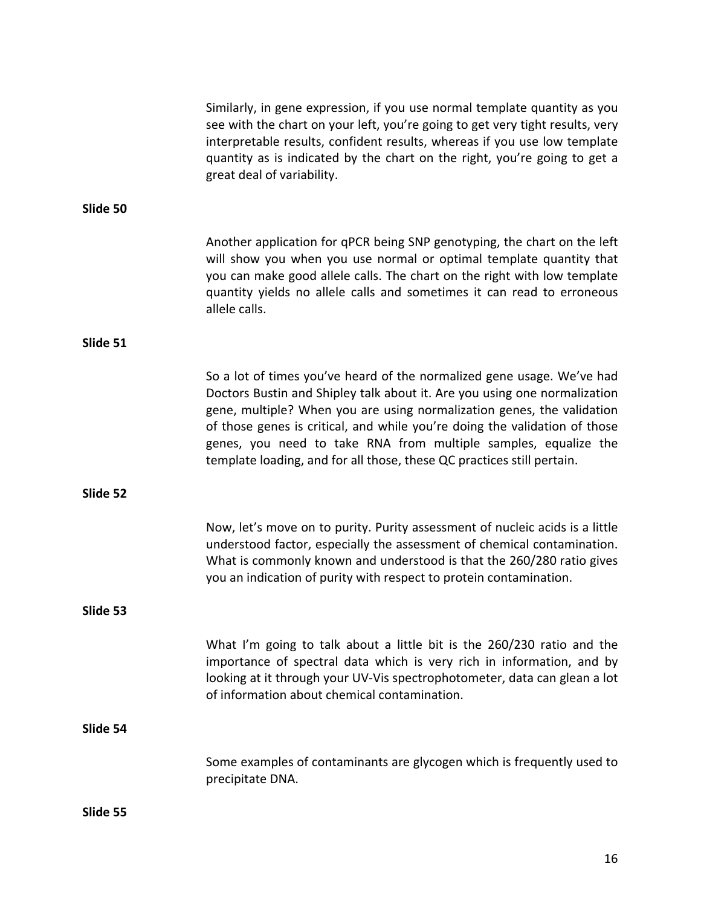Similarly, in gene expression, if you use normal template quantity as you see with the chart on your left, you're going to get very tight results, very interpretable results, confident results, whereas if you use low template quantity as is indicated by the chart on the right, you're going to get a great deal of variability.

**Slide 50**

Another application for qPCR being SNP genotyping, the chart on the left will show you when you use normal or optimal template quantity that you can make good allele calls. The chart on the right with low template quantity yields no allele calls and sometimes it can read to erroneous allele calls.

**Slide 51**

So a lot of times you've heard of the normalized gene usage. We've had Doctors Bustin and Shipley talk about it. Are you using one normalization gene, multiple? When you are using normalization genes, the validation of those genes is critical, and while you're doing the validation of those genes, you need to take RNA from multiple samples, equalize the template loading, and for all those, these QC practices still pertain.

**Slide 52**

Now, let's move on to purity. Purity assessment of nucleic acids is a little understood factor, especially the assessment of chemical contamination. What is commonly known and understood is that the 260/280 ratio gives you an indication of purity with respect to protein contamination.

**Slide 53**

What I'm going to talk about a little bit is the 260/230 ratio and the importance of spectral data which is very rich in information, and by looking at it through your UV-Vis spectrophotometer, data can glean a lot of information about chemical contamination.

**Slide 54**

Some examples of contaminants are glycogen which is frequently used to precipitate DNA.

**Slide 55**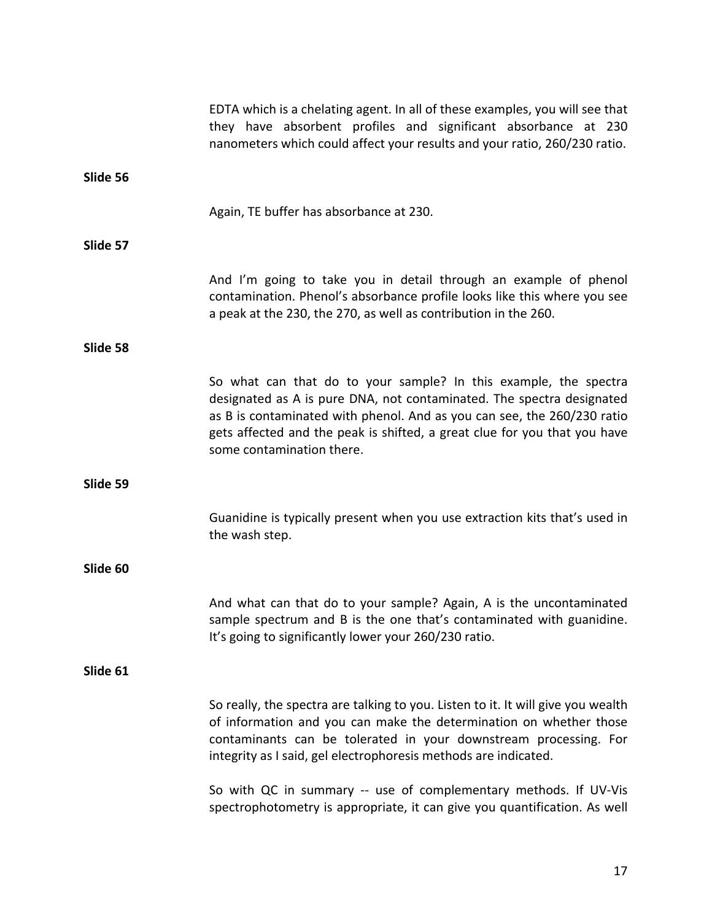EDTA which is a chelating agent. In all of these examples, you will see that they have absorbent profiles and significant absorbance at 230 nanometers which could affect your results and your ratio, 260/230 ratio.

**Slide 56**

Again, TE buffer has absorbance at 230.

**Slide 57**

And I'm going to take you in detail through an example of phenol contamination. Phenol's absorbance profile looks like this where you see a peak at the 230, the 270, as well as contribution in the 260.

**Slide 58**

So what can that do to your sample? In this example, the spectra designated as A is pure DNA, not contaminated. The spectra designated as B is contaminated with phenol. And as you can see, the 260/230 ratio gets affected and the peak is shifted, a great clue for you that you have some contamination there.

**Slide 59**

Guanidine is typically present when you use extraction kits that's used in the wash step.

**Slide 60**

And what can that do to your sample? Again, A is the uncontaminated sample spectrum and B is the one that's contaminated with guanidine. It's going to significantly lower your 260/230 ratio.

**Slide 61**

So really, the spectra are talking to you. Listen to it. It will give you wealth of information and you can make the determination on whether those contaminants can be tolerated in your downstream processing. For integrity as I said, gel electrophoresis methods are indicated.

So with QC in summary -- use of complementary methods. If UV-Vis spectrophotometry is appropriate, it can give you quantification. As well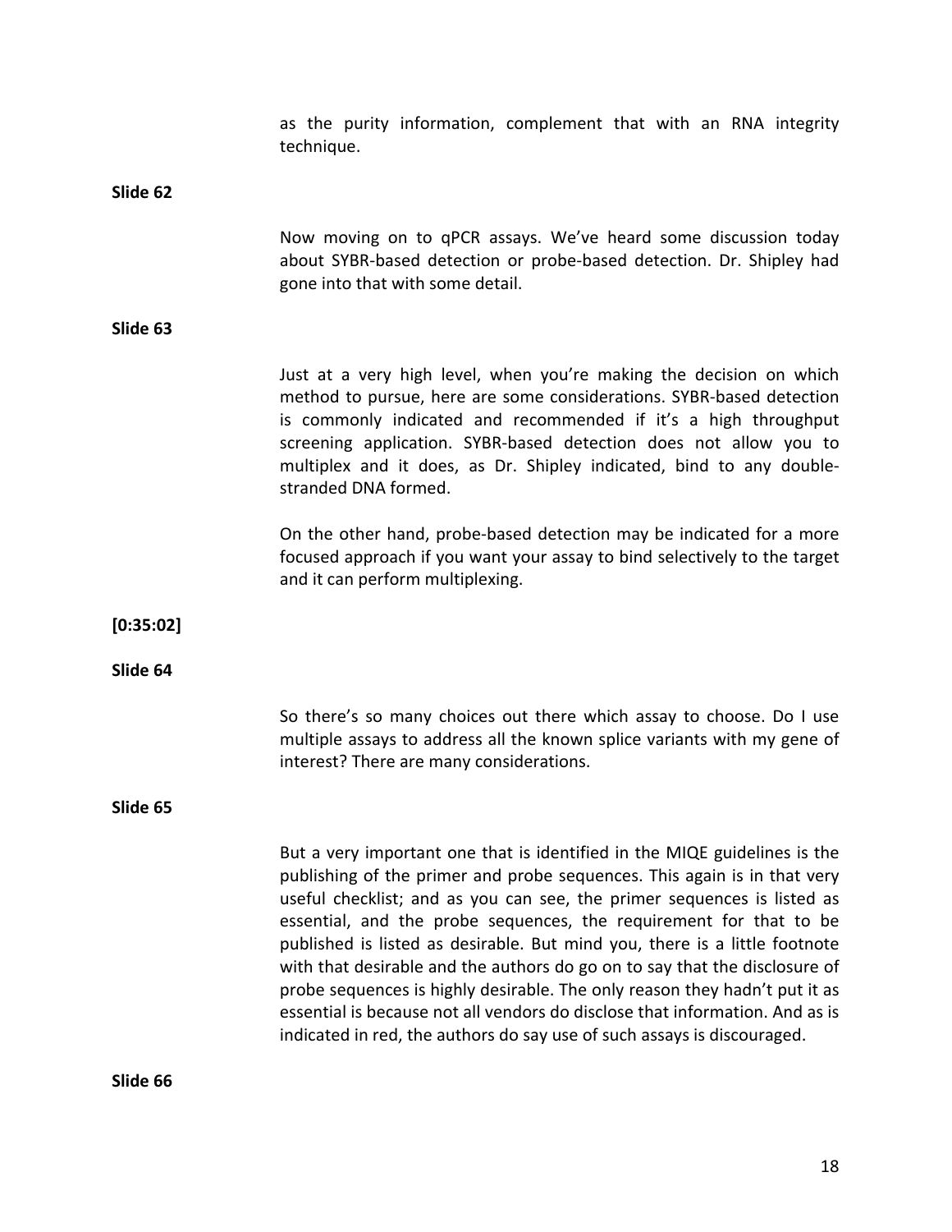as the purity information, complement that with an RNA integrity technique.

**Slide 62**

Now moving on to qPCR assays. We've heard some discussion today about SYBR-based detection or probe-based detection. Dr. Shipley had gone into that with some detail.

**Slide 63**

Just at a very high level, when you're making the decision on which method to pursue, here are some considerations. SYBR-based detection is commonly indicated and recommended if it's a high throughput screening application. SYBR-based detection does not allow you to multiplex and it does, as Dr. Shipley indicated, bind to any double-stranded DNA formed.

On the other hand, probe-based detection may be indicated for a more focused approach if you want your assay to bind selectively to the target and it can perform multiplexing.

**[0:35:02]**

**Slide 64**

So there's so many choices out there which assay to choose. Do I use multiple assays to address all the known splice variants with my gene of interest? There are many considerations.

**Slide 65**

But a very important one that is identified in the MIQE guidelines is the publishing of the primer and probe sequences. This again is in that very useful checklist; and as you can see, the primer sequences is listed as essential, and the probe sequences, the requirement for that to be published is listed as desirable. But mind you, there is a little footnote with that desirable and the authors do go on to say that the disclosure of probe sequences is highly desirable. The only reason they hadn't put it as essential is because not all vendors do disclose that information. And as is indicated in red, the authors do say use of such assays is discouraged.

**Slide 66**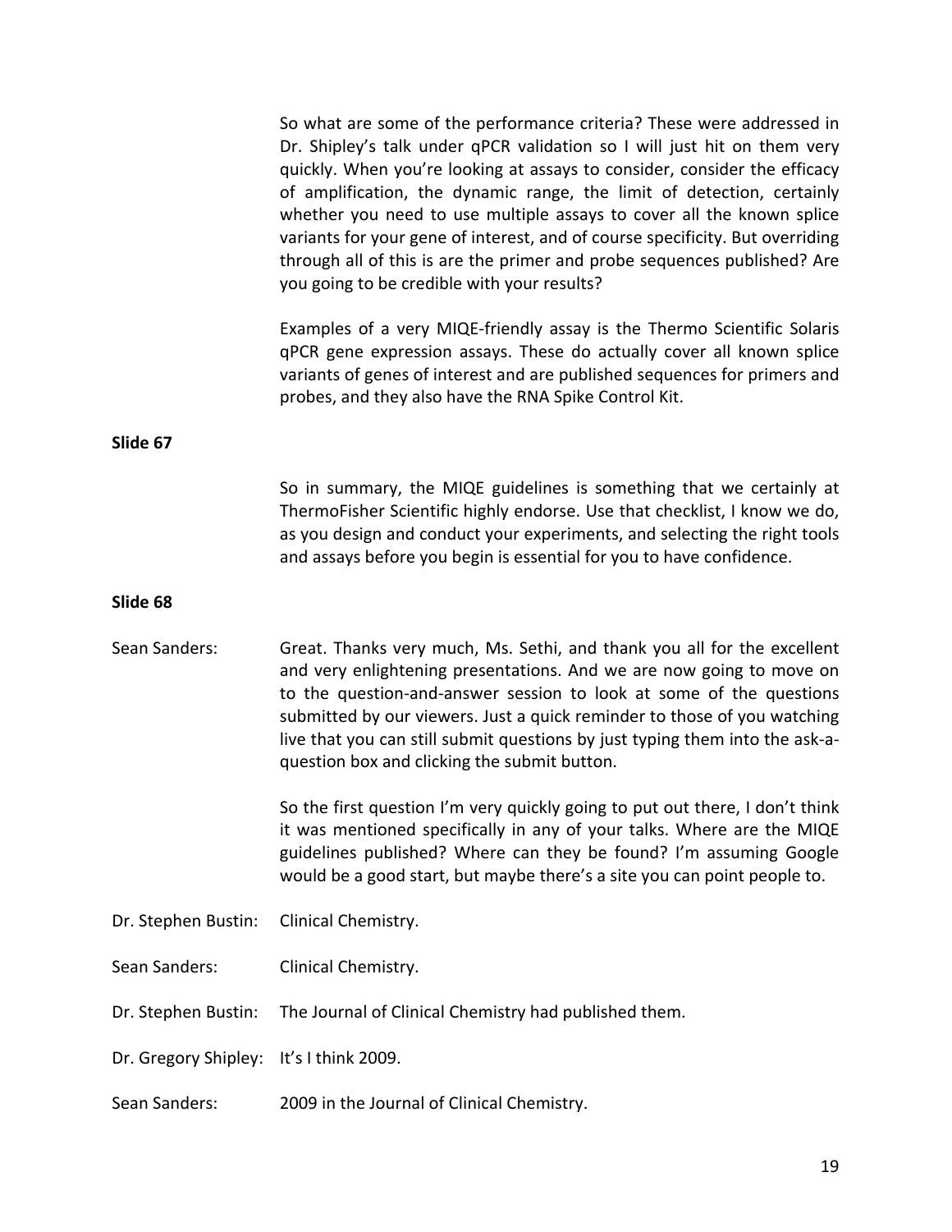So what are some of the performance criteria? These were addressed in Dr. Shipley's talk under qPCR validation so I will just hit on them very quickly. When you're looking at assays to consider, consider the efficacy of amplification, the dynamic range, the limit of detection, certainly whether you need to use multiple assays to cover all the known splice variants for your gene of interest, and of course specificity. But overriding through all of this is are the primer and probe sequences published? Are you going to be credible with your results?

Examples of a very MIQE-friendly assay is the Thermo Scientific Solaris qPCR gene expression assays. These do actually cover all known splice variants of genes of interest and are published sequences for primers and probes, and they also have the RNA Spike Control Kit.

**Slide 67**

So in summary, the MIQE guidelines is something that we certainly at ThermoFisher Scientific highly endorse. Use that checklist, I know we do, as you design and conduct your experiments, and selecting the right tools and assays before you begin is essential for you to have confidence.

**Slide 68**

Sean Sanders: Great. Thanks very much, Ms. Sethi, and thank you all for the excellent and very enlightening presentations. And we are now going to move on to the question-and-answer session to look at some of the questions submitted by our viewers. Just a quick reminder to those of you watching live that you can still submit questions by just typing them into the ask-a-question box and clicking the submit button.

So the first question I'm very quickly going to put out there, I don't think it was mentioned specifically in any of your talks. Where are the MIQE guidelines published? Where can they be found? I'm assuming Google would be a good start, but maybe there's a site you can point people to.

Dr. Stephen Bustin: Clinical Chemistry.

Sean Sanders: Clinical Chemistry.

Dr. Stephen Bustin: The Journal of Clinical Chemistry had published them.

Dr. Gregory Shipley: It's I think 2009.

Sean Sanders: 2009 in the Journal of Clinical Chemistry.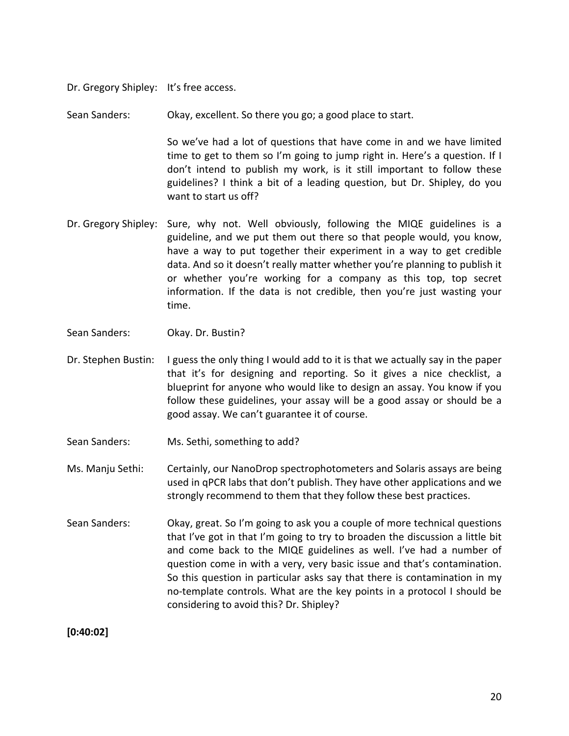Dr. Gregory Shipley: It's free access.

Sean Sanders: Okay, excellent. So there you go; a good place to start.

So we've had a lot of questions that have come in and we have limited time to get to them so I'm going to jump right in. Here's a question. If I don't intend to publish my work, is it still important to follow these guidelines? I think a bit of a leading question, but Dr. Shipley, do you want to start us off?

Dr. Gregory Shipley: Sure, why not. Well obviously, following the MIQE guidelines is a guideline, and we put them out there so that people would, you know, have a way to put together their experiment in a way to get credible data. And so it doesn't really matter whether you're planning to publish it or whether you're working for a company as this top, top secret information. If the data is not credible, then you're just wasting your time.

Sean Sanders: Okay. Dr. Bustin?

Dr. Stephen Bustin: I guess the only thing I would add to it is that we actually say in the paper that it's for designing and reporting. So it gives a nice checklist, a blueprint for anyone who would like to design an assay. You know if you follow these guidelines, your assay will be a good assay or should be a good assay. We can't guarantee it of course.

Sean Sanders: Ms. Sethi, something to add?

Ms. Manju Sethi: Certainly, our NanoDrop spectrophotometers and Solaris assays are being used in qPCR labs that don't publish. They have other applications and we strongly recommend to them that they follow these best practices.

Sean Sanders: Okay, great. So I'm going to ask you a couple of more technical questions that I've got in that I'm going to try to broaden the discussion a little bit and come back to the MIQE guidelines as well. I've had a number of question come in with a very, very basic issue and that's contamination. So this question in particular asks say that there is contamination in my no-template controls. What are the key points in a protocol I should be considering to avoid this? Dr. Shipley?

**[0:40:02]**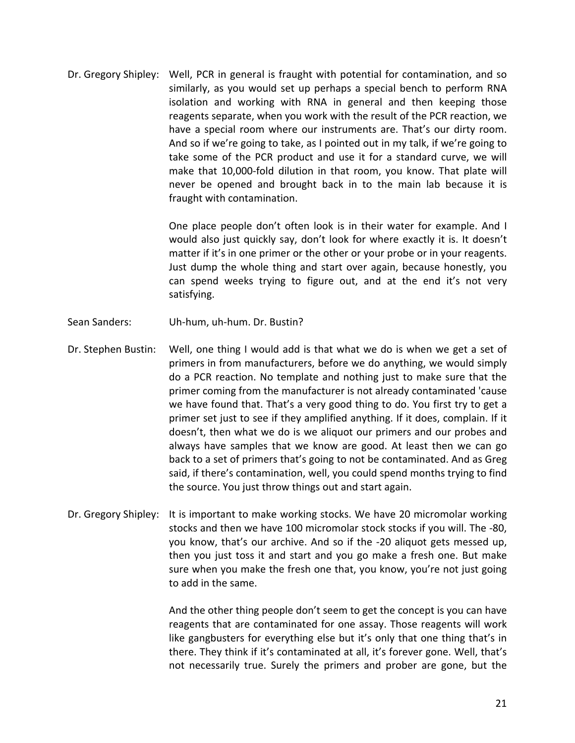Dr. Gregory Shipley: Well, PCR in general is fraught with potential for contamination, and so similarly, as you would set up perhaps a special bench to perform RNA isolation and working with RNA in general and then keeping those reagents separate, when you work with the result of the PCR reaction, we have a special room where our instruments are. That's our dirty room. And so if we're going to take, as I pointed out in my talk, if we're going to take some of the PCR product and use it for a standard curve, we will make that 10,000-fold dilution in that room, you know. That plate will never be opened and brought back in to the main lab because it is fraught with contamination.

One place people don't often look is in their water for example. And I would also just quickly say, don't look for where exactly it is. It doesn't matter if it's in one primer or the other or your probe or in your reagents. Just dump the whole thing and start over again, because honestly, you can spend weeks trying to figure out, and at the end it's not very satisfying.

Sean Sanders: Uh-hum, uh-hum. Dr. Bustin?

Dr. Stephen Bustin: Well, one thing I would add is that what we do is when we get a set of primers in from manufacturers, before we do anything, we would simply do a PCR reaction. No template and nothing just to make sure that the primer coming from the manufacturer is not already contaminated 'cause we have found that. That's a very good thing to do. You first try to get a primer set just to see if they amplified anything. If it does, complain. If it doesn't, then what we do is we aliquot our primers and our probes and always have samples that we know are good. At least then we can go back to a set of primers that's going to not be contaminated. And as Greg said, if there's contamination, well, you could spend months trying to find the source. You just throw things out and start again.

Dr. Gregory Shipley: It is important to make working stocks. We have 20 micromolar working stocks and then we have 100 micromolar stock stocks if you will. The -80, you know, that's our archive. And so if the -20 aliquot gets messed up, then you just toss it and start and you go make a fresh one. But make sure when you make the fresh one that, you know, you're not just going to add in the same.

And the other thing people don't seem to get the concept is you can have reagents that are contaminated for one assay. Those reagents will work like gangbusters for everything else but it's only that one thing that's in there. They think if it's contaminated at all, it's forever gone. Well, that's not necessarily true. Surely the primers and prober are gone, but the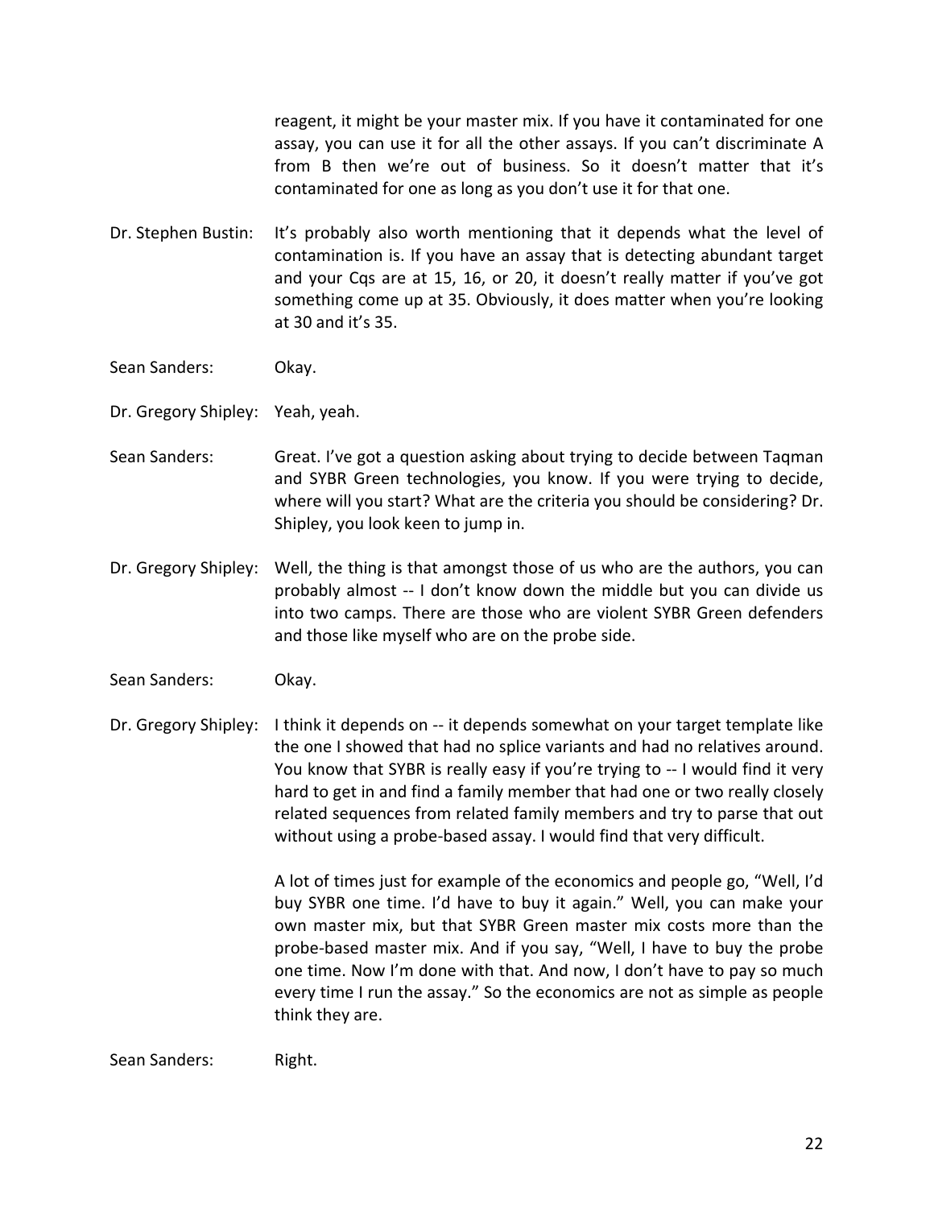reagent, it might be your master mix. If you have it contaminated for one assay, you can use it for all the other assays. If you can't discriminate A from B then we're out of business. So it doesn't matter that it's contaminated for one as long as you don't use it for that one.

**Dr. Stephen Bustin:** It's probably also worth mentioning that it depends what the level of contamination is. If you have an assay that is detecting abundant target and your Cqs are at 15, 16, or 20, it doesn't really matter if you've got something come up at 35. Obviously, it does matter when you're looking at 30 and it's 35.

**Sean Sanders:** Okay.

**Dr. Gregory Shipley:** Yeah, yeah.

**Sean Sanders:** Great. I've got a question asking about trying to decide between Taqman and SYBR Green technologies, you know. If you were trying to decide, where will you start? What are the criteria you should be considering? Dr. Shipley, you look keen to jump in.

**Dr. Gregory Shipley:** Well, the thing is that amongst those of us who are the authors, you can probably almost -- I don't know down the middle but you can divide us into two camps. There are those who are violent SYBR Green defenders and those like myself who are on the probe side.

**Sean Sanders:** Okay.

**Dr. Gregory Shipley:** I think it depends on -- it depends somewhat on your target template like the one I showed that had no splice variants and had no relatives around. You know that SYBR is really easy if you're trying to -- I would find it very hard to get in and find a family member that had one or two really closely related sequences from related family members and try to parse that out without using a probe-based assay. I would find that very difficult.

A lot of times just for example of the economics and people go, "Well, I'd buy SYBR one time. I'd have to buy it again." Well, you can make your own master mix, but that SYBR Green master mix costs more than the probe-based master mix. And if you say, "Well, I have to buy the probe one time. Now I'm done with that. And now, I don't have to pay so much every time I run the assay." So the economics are not as simple as people think they are.

**Sean Sanders:** Right.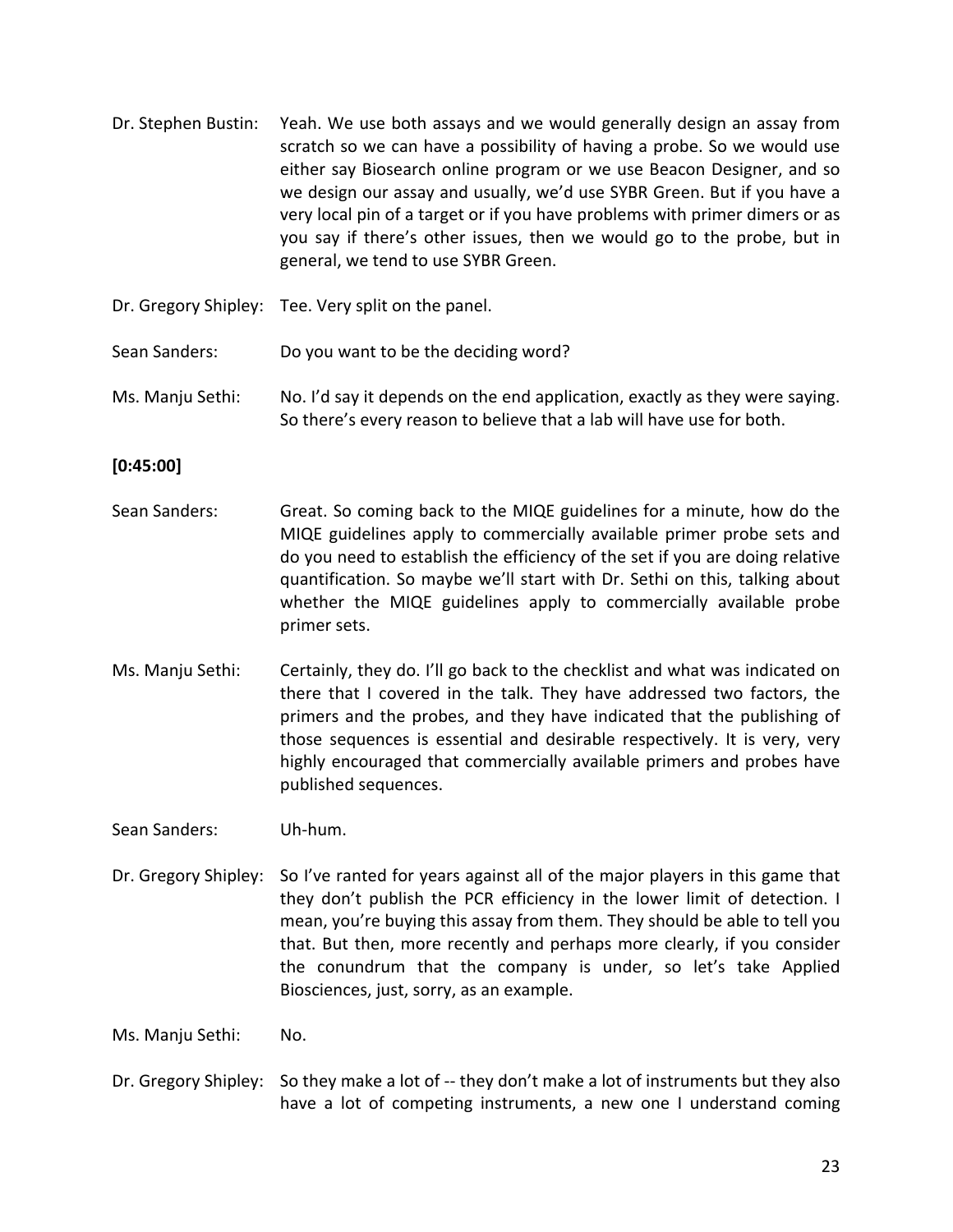Dr. Stephen Bustin: Yeah. We use both assays and we would generally design an assay from scratch so we can have a possibility of having a probe. So we would use either say Biosearch online program or we use Beacon Designer, and so we design our assay and usually, we'd use SYBR Green. But if you have a very local pin of a target or if you have problems with primer dimers or as you say if there's other issues, then we would go to the probe, but in general, we tend to use SYBR Green.

Dr. Gregory Shipley: Tee. Very split on the panel.

Sean Sanders: Do you want to be the deciding word?

Ms. Manju Sethi: No. I'd say it depends on the end application, exactly as they were saying. So there's every reason to believe that a lab will have use for both.

**[0:45:00]**

Sean Sanders: Great. So coming back to the MIQE guidelines for a minute, how do the MIQE guidelines apply to commercially available primer probe sets and do you need to establish the efficiency of the set if you are doing relative quantification. So maybe we'll start with Dr. Sethi on this, talking about whether the MIQE guidelines apply to commercially available probe primer sets.

Ms. Manju Sethi: Certainly, they do. I'll go back to the checklist and what was indicated on there that I covered in the talk. They have addressed two factors, the primers and the probes, and they have indicated that the publishing of those sequences is essential and desirable respectively. It is very, very highly encouraged that commercially available primers and probes have published sequences.

Sean Sanders: Uh-hum.

Dr. Gregory Shipley: So I've ranted for years against all of the major players in this game that they don't publish the PCR efficiency in the lower limit of detection. I mean, you're buying this assay from them. They should be able to tell you that. But then, more recently and perhaps more clearly, if you consider the conundrum that the company is under, so let's take Applied Biosciences, just, sorry, as an example.

Ms. Manju Sethi: No.

Dr. Gregory Shipley: So they make a lot of -- they don't make a lot of instruments but they also have a lot of competing instruments, a new one I understand coming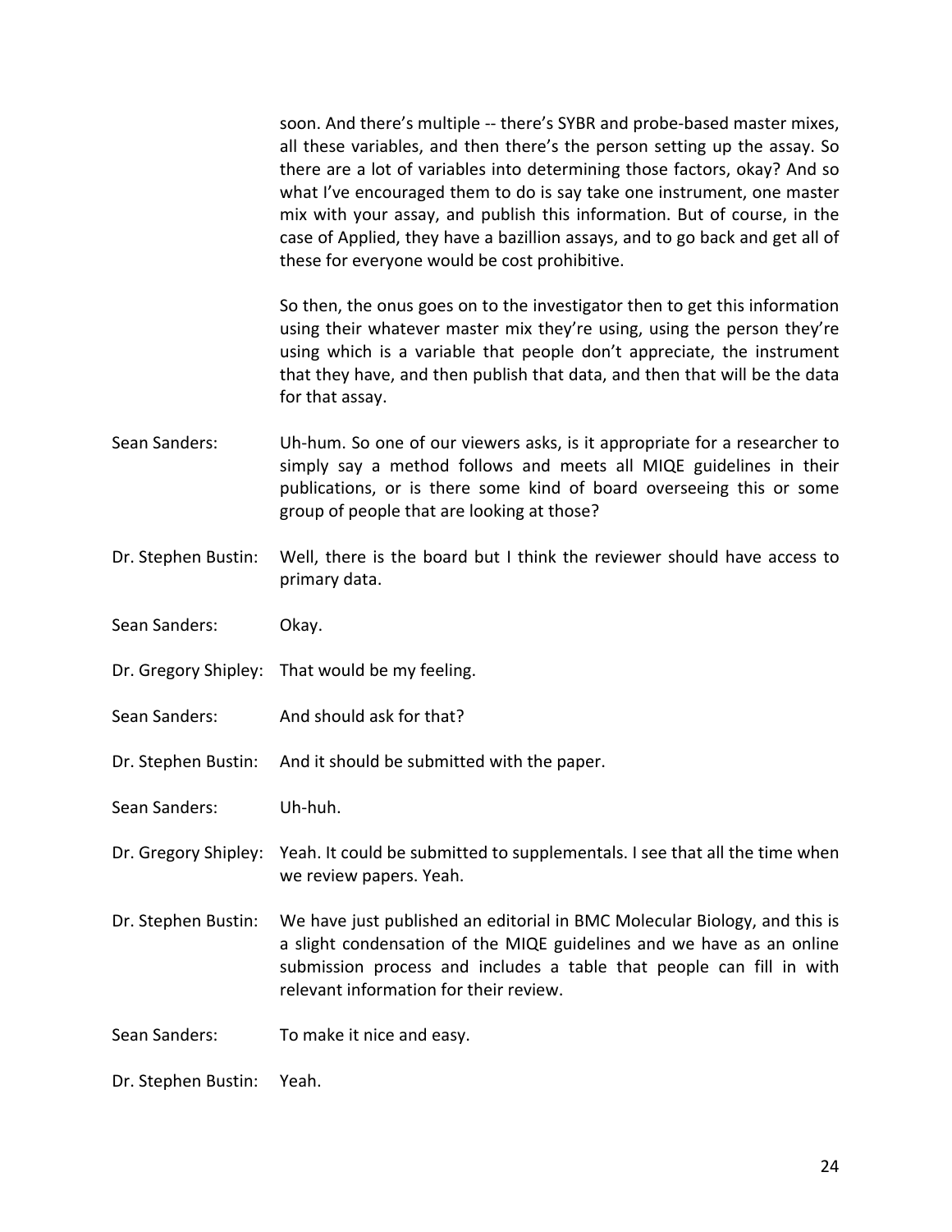soon. And there's multiple -- there's SYBR and probe-based master mixes, all these variables, and then there's the person setting up the assay. So there are a lot of variables into determining those factors, okay? And so what I've encouraged them to do is say take one instrument, one master mix with your assay, and publish this information. But of course, in the case of Applied, they have a bazillion assays, and to go back and get all of these for everyone would be cost prohibitive.

So then, the onus goes on to the investigator then to get this information using their whatever master mix they're using, using the person they're using which is a variable that people don't appreciate, the instrument that they have, and then publish that data, and then that will be the data for that assay.

Sean Sanders: Uh-hum. So one of our viewers asks, is it appropriate for a researcher to simply say a method follows and meets all MIQE guidelines in their publications, or is there some kind of board overseeing this or some group of people that are looking at those?

Dr. Stephen Bustin: Well, there is the board but I think the reviewer should have access to primary data.

Sean Sanders: Okay.

Dr. Gregory Shipley: That would be my feeling.

Sean Sanders: And should ask for that?

Dr. Stephen Bustin: And it should be submitted with the paper.

Sean Sanders: Uh-huh.

Dr. Gregory Shipley: Yeah. It could be submitted to supplementals. I see that all the time when we review papers. Yeah.

Dr. Stephen Bustin: We have just published an editorial in BMC Molecular Biology, and this is a slight condensation of the MIQE guidelines and we have as an online submission process and includes a table that people can fill in with relevant information for their review.

Sean Sanders: To make it nice and easy.

Dr. Stephen Bustin: Yeah.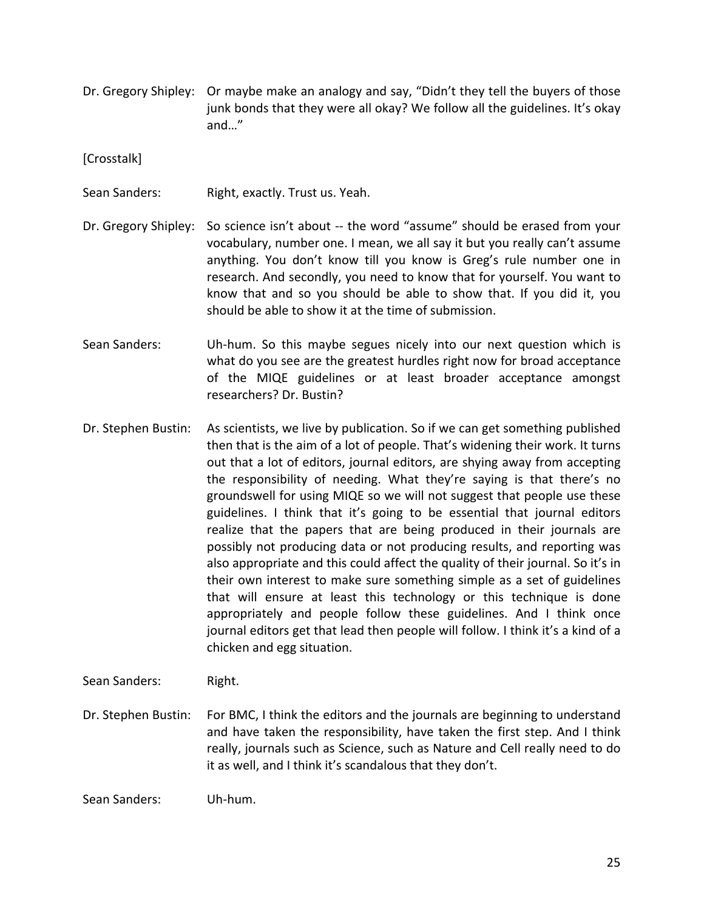Dr. Gregory Shipley: Or maybe make an analogy and say, "Didn't they tell the buyers of those junk bonds that they were all okay? We follow all the guidelines. It's okay and…"

[Crosstalk]

Sean Sanders: Right, exactly. Trust us. Yeah.

Dr. Gregory Shipley: So science isn't about -- the word "assume" should be erased from your vocabulary, number one. I mean, we all say it but you really can't assume anything. You don't know till you know is Greg's rule number one in research. And secondly, you need to know that for yourself. You want to know that and so you should be able to show that. If you did it, you should be able to show it at the time of submission.

Sean Sanders: Uh-hum. So this maybe segues nicely into our next question which is what do you see are the greatest hurdles right now for broad acceptance of the MIQE guidelines or at least broader acceptance amongst researchers? Dr. Bustin?

Dr. Stephen Bustin: As scientists, we live by publication. So if we can get something published then that is the aim of a lot of people. That's widening their work. It turns out that a lot of editors, journal editors, are shying away from accepting the responsibility of needing. What they're saying is that there's no groundswell for using MIQE so we will not suggest that people use these guidelines. I think that it's going to be essential that journal editors realize that the papers that are being produced in their journals are possibly not producing data or not producing results, and reporting was also appropriate and this could affect the quality of their journal. So it's in their own interest to make sure something simple as a set of guidelines that will ensure at least this technology or this technique is done appropriately and people follow these guidelines. And I think once journal editors get that lead then people will follow. I think it's a kind of a chicken and egg situation.

Sean Sanders: Right.

Dr. Stephen Bustin: For BMC, I think the editors and the journals are beginning to understand and have taken the responsibility, have taken the first step. And I think really, journals such as Science, such as Nature and Cell really need to do it as well, and I think it's scandalous that they don't.

Sean Sanders: Uh-hum.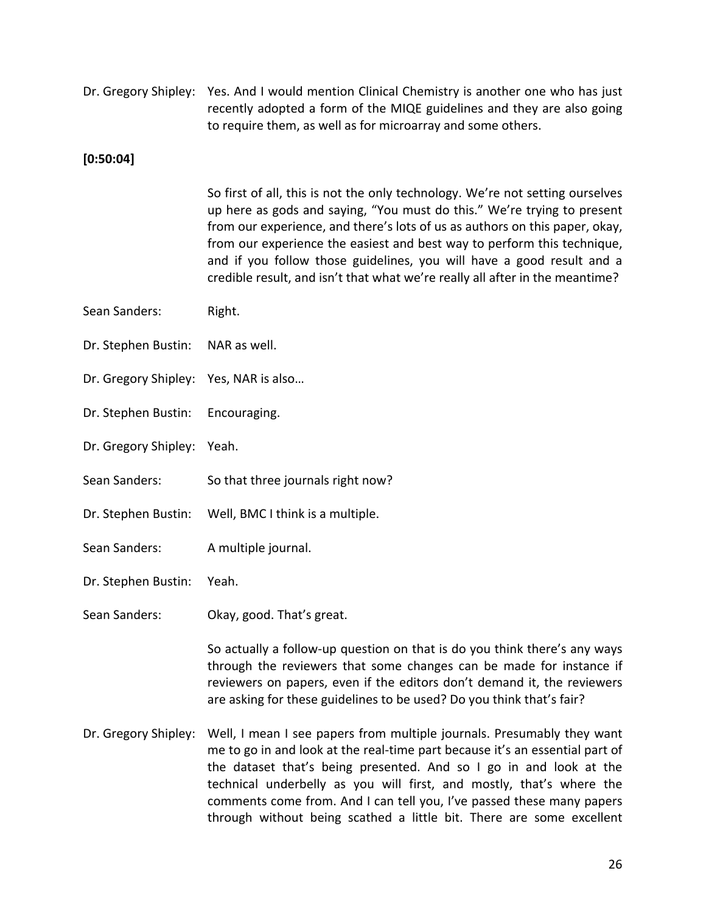Dr. Gregory Shipley: Yes. And I would mention Clinical Chemistry is another one who has just recently adopted a form of the MIQE guidelines and they are also going to require them, as well as for microarray and some others.

**[0:50:04]**

So first of all, this is not the only technology. We're not setting ourselves up here as gods and saying, "You must do this." We're trying to present from our experience, and there's lots of us as authors on this paper, okay, from our experience the easiest and best way to perform this technique, and if you follow those guidelines, you will have a good result and a credible result, and isn't that what we're really all after in the meantime?

Sean Sanders: Right.

Dr. Stephen Bustin: NAR as well.

Dr. Gregory Shipley: Yes, NAR is also…

Dr. Stephen Bustin: Encouraging.

Dr. Gregory Shipley: Yeah.

Sean Sanders: So that three journals right now?

Dr. Stephen Bustin: Well, BMC I think is a multiple.

Sean Sanders: A multiple journal.

Dr. Stephen Bustin: Yeah.

Sean Sanders: Okay, good. That's great.

So actually a follow-up question on that is do you think there's any ways through the reviewers that some changes can be made for instance if reviewers on papers, even if the editors don't demand it, the reviewers are asking for these guidelines to be used? Do you think that's fair?

Dr. Gregory Shipley: Well, I mean I see papers from multiple journals. Presumably they want me to go in and look at the real-time part because it's an essential part of the dataset that's being presented. And so I go in and look at the technical underbelly as you will first, and mostly, that's where the comments come from. And I can tell you, I've passed these many papers through without being scathed a little bit. There are some excellent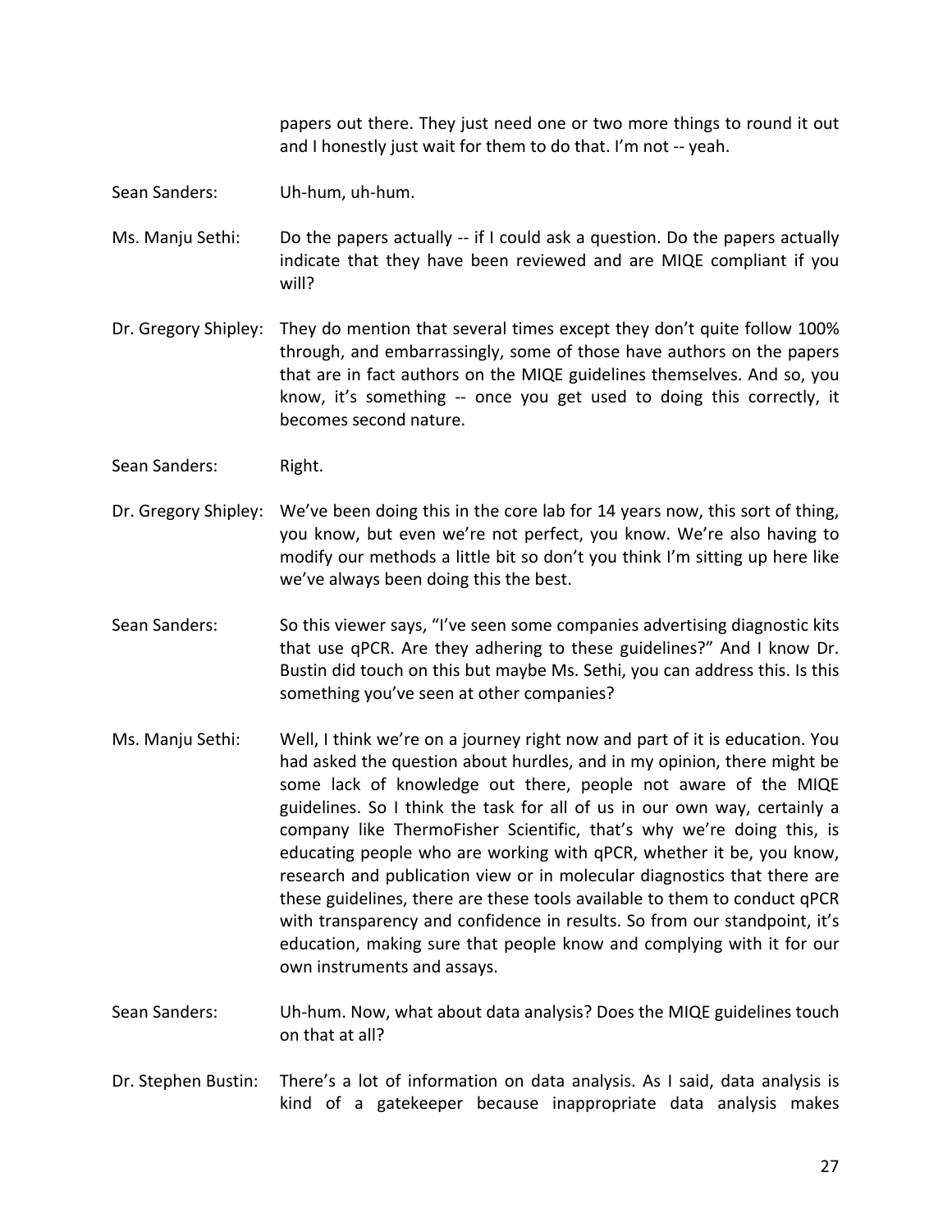papers out there. They just need one or two more things to round it out and I honestly just wait for them to do that. I'm not -- yeah.

Sean Sanders: Uh-hum, uh-hum.

Ms. Manju Sethi: Do the papers actually -- if I could ask a question. Do the papers actually indicate that they have been reviewed and are MIQE compliant if you will?

Dr. Gregory Shipley: They do mention that several times except they don't quite follow 100% through, and embarrassingly, some of those have authors on the papers that are in fact authors on the MIQE guidelines themselves. And so, you know, it's something -- once you get used to doing this correctly, it becomes second nature.

Sean Sanders: Right.

Dr. Gregory Shipley: We've been doing this in the core lab for 14 years now, this sort of thing, you know, but even we're not perfect, you know. We're also having to modify our methods a little bit so don't you think I'm sitting up here like we've always been doing this the best.

Sean Sanders: So this viewer says, "I've seen some companies advertising diagnostic kits that use qPCR. Are they adhering to these guidelines?" And I know Dr. Bustin did touch on this but maybe Ms. Sethi, you can address this. Is this something you've seen at other companies?

Ms. Manju Sethi: Well, I think we're on a journey right now and part of it is education. You had asked the question about hurdles, and in my opinion, there might be some lack of knowledge out there, people not aware of the MIQE guidelines. So I think the task for all of us in our own way, certainly a company like ThermoFisher Scientific, that's why we're doing this, is educating people who are working with qPCR, whether it be, you know, research and publication view or in molecular diagnostics that there are these guidelines, there are these tools available to them to conduct qPCR with transparency and confidence in results. So from our standpoint, it's education, making sure that people know and complying with it for our own instruments and assays.

Sean Sanders: Uh-hum. Now, what about data analysis? Does the MIQE guidelines touch on that at all?

Dr. Stephen Bustin: There's a lot of information on data analysis. As I said, data analysis is kind of a gatekeeper because inappropriate data analysis makes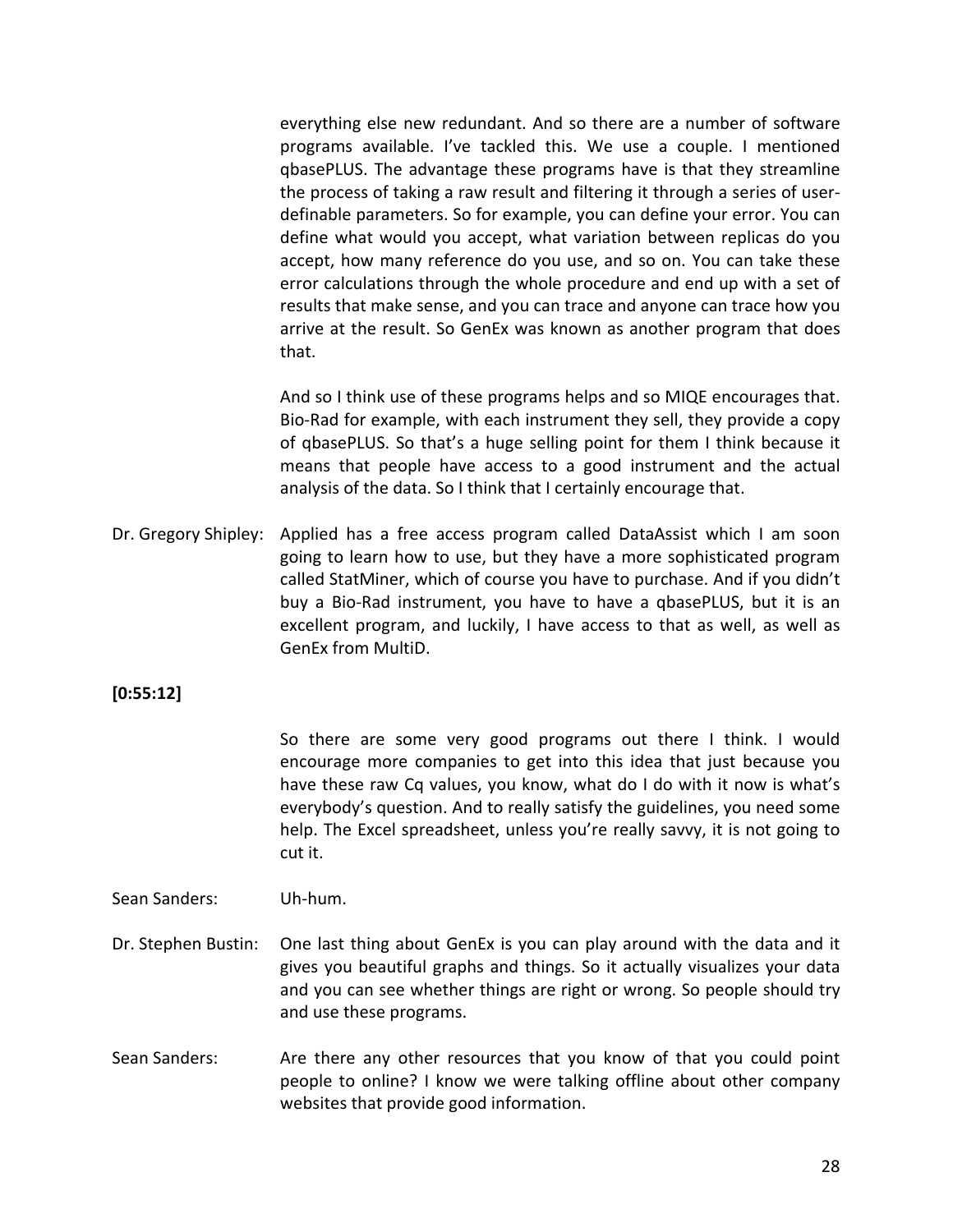everything else new redundant. And so there are a number of software programs available. I've tackled this. We use a couple. I mentioned qbasePLUS. The advantage these programs have is that they streamline the process of taking a raw result and filtering it through a series of user-definable parameters. So for example, you can define your error. You can define what would you accept, what variation between replicas do you accept, how many reference do you use, and so on. You can take these error calculations through the whole procedure and end up with a set of results that make sense, and you can trace and anyone can trace how you arrive at the result. So GenEx was known as another program that does that.

And so I think use of these programs helps and so MIQE encourages that. Bio-Rad for example, with each instrument they sell, they provide a copy of qbasePLUS. So that's a huge selling point for them I think because it means that people have access to a good instrument and the actual analysis of the data. So I think that I certainly encourage that.

Dr. Gregory Shipley: Applied has a free access program called DataAssist which I am soon going to learn how to use, but they have a more sophisticated program called StatMiner, which of course you have to purchase. And if you didn't buy a Bio-Rad instrument, you have to have a qbasePLUS, but it is an excellent program, and luckily, I have access to that as well, as well as GenEx from MultiD.

**[0:55:12]**

So there are some very good programs out there I think. I would encourage more companies to get into this idea that just because you have these raw Cq values, you know, what do I do with it now is what's everybody's question. And to really satisfy the guidelines, you need some help. The Excel spreadsheet, unless you're really savvy, it is not going to cut it.

Sean Sanders: Uh-hum.

Dr. Stephen Bustin: One last thing about GenEx is you can play around with the data and it gives you beautiful graphs and things. So it actually visualizes your data and you can see whether things are right or wrong. So people should try and use these programs.

Sean Sanders: Are there any other resources that you know of that you could point people to online? I know we were talking offline about other company websites that provide good information.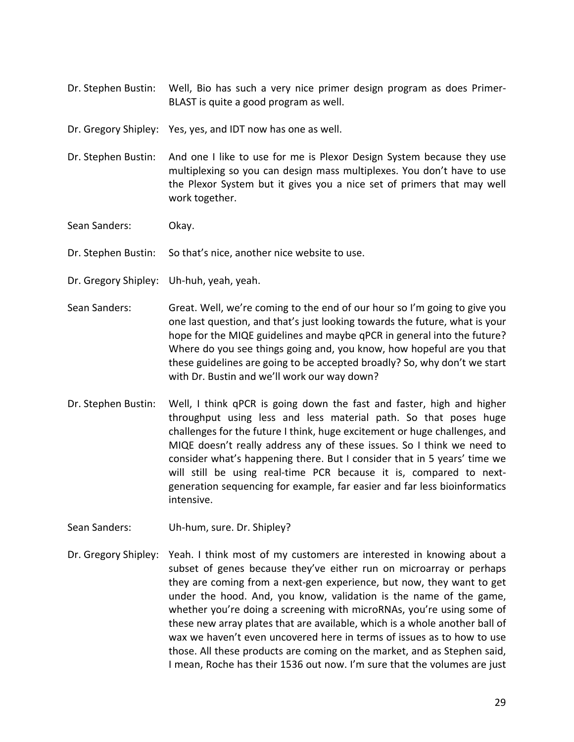Dr. Stephen Bustin: Well, Bio has such a very nice primer design program as does Primer-BLAST is quite a good program as well.

Dr. Gregory Shipley: Yes, yes, and IDT now has one as well.

Dr. Stephen Bustin: And one I like to use for me is Plexor Design System because they use multiplexing so you can design mass multiplexes. You don't have to use the Plexor System but it gives you a nice set of primers that may well work together.

Sean Sanders: Okay.

Dr. Stephen Bustin: So that's nice, another nice website to use.

Dr. Gregory Shipley: Uh-huh, yeah, yeah.

Sean Sanders: Great. Well, we're coming to the end of our hour so I'm going to give you one last question, and that's just looking towards the future, what is your hope for the MIQE guidelines and maybe qPCR in general into the future? Where do you see things going and, you know, how hopeful are you that these guidelines are going to be accepted broadly? So, why don't we start with Dr. Bustin and we'll work our way down?

Dr. Stephen Bustin: Well, I think qPCR is going down the fast and faster, high and higher throughput using less and less material path. So that poses huge challenges for the future I think, huge excitement or huge challenges, and MIQE doesn't really address any of these issues. So I think we need to consider what's happening there. But I consider that in 5 years' time we will still be using real-time PCR because it is, compared to next-generation sequencing for example, far easier and far less bioinformatics intensive.

Sean Sanders: Uh-hum, sure. Dr. Shipley?

Dr. Gregory Shipley: Yeah. I think most of my customers are interested in knowing about a subset of genes because they've either run on microarray or perhaps they are coming from a next-gen experience, but now, they want to get under the hood. And, you know, validation is the name of the game, whether you're doing a screening with microRNAs, you're using some of these new array plates that are available, which is a whole another ball of wax we haven't even uncovered here in terms of issues as to how to use those. All these products are coming on the market, and as Stephen said, I mean, Roche has their 1536 out now. I'm sure that the volumes are just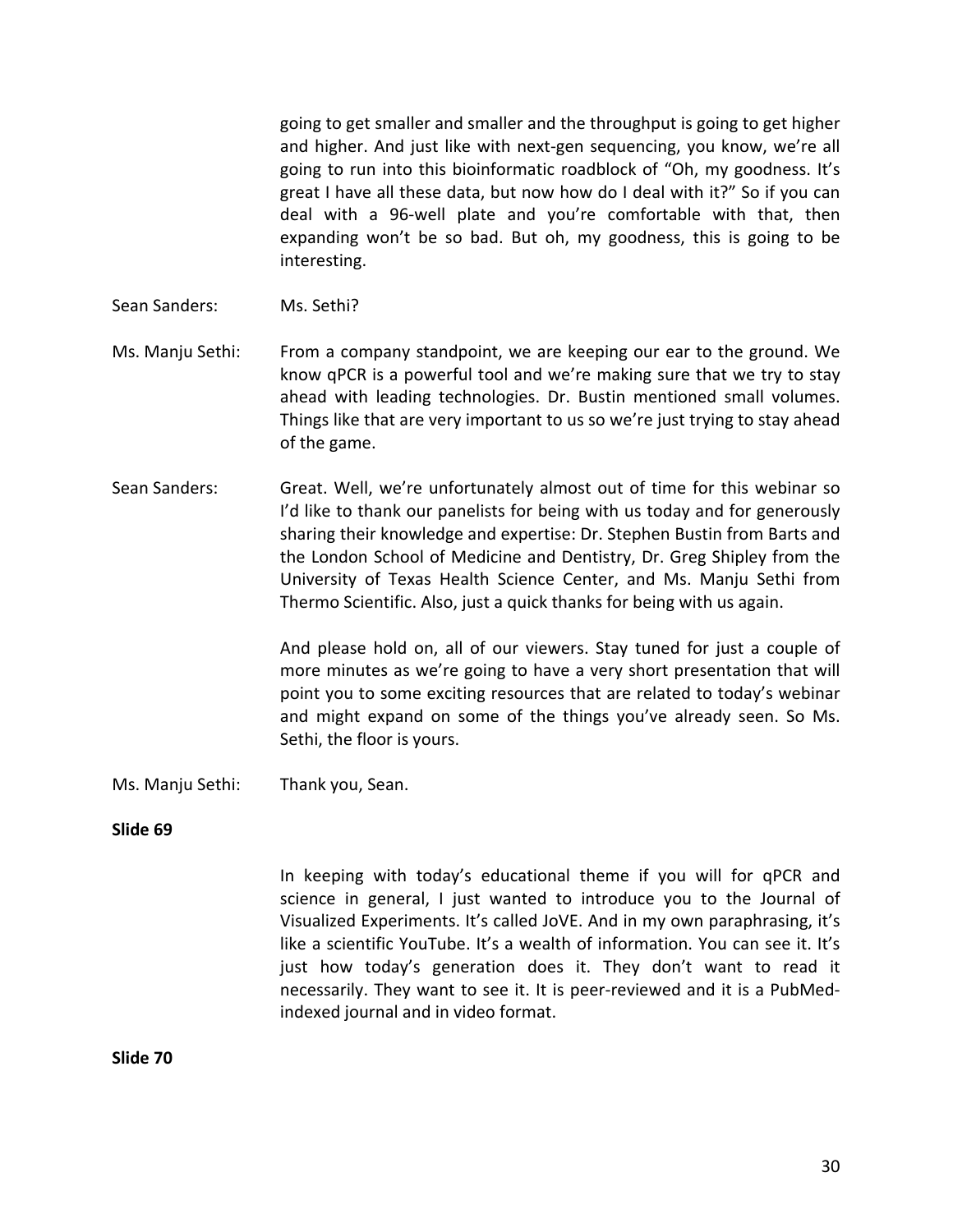going to get smaller and smaller and the throughput is going to get higher and higher. And just like with next-gen sequencing, you know, we're all going to run into this bioinformatic roadblock of "Oh, my goodness. It's great I have all these data, but now how do I deal with it?" So if you can deal with a 96-well plate and you're comfortable with that, then expanding won't be so bad. But oh, my goodness, this is going to be interesting.

Sean Sanders: Ms. Sethi?

Ms. Manju Sethi: From a company standpoint, we are keeping our ear to the ground. We know qPCR is a powerful tool and we're making sure that we try to stay ahead with leading technologies. Dr. Bustin mentioned small volumes. Things like that are very important to us so we're just trying to stay ahead of the game.

Sean Sanders: Great. Well, we're unfortunately almost out of time for this webinar so I'd like to thank our panelists for being with us today and for generously sharing their knowledge and expertise: Dr. Stephen Bustin from Barts and the London School of Medicine and Dentistry, Dr. Greg Shipley from the University of Texas Health Science Center, and Ms. Manju Sethi from Thermo Scientific. Also, just a quick thanks for being with us again.

And please hold on, all of our viewers. Stay tuned for just a couple of more minutes as we're going to have a very short presentation that will point you to some exciting resources that are related to today's webinar and might expand on some of the things you've already seen. So Ms. Sethi, the floor is yours.

Ms. Manju Sethi: Thank you, Sean.

**Slide 69**

In keeping with today's educational theme if you will for qPCR and science in general, I just wanted to introduce you to the Journal of Visualized Experiments. It's called JoVE. And in my own paraphrasing, it's like a scientific YouTube. It's a wealth of information. You can see it. It's just how today's generation does it. They don't want to read it necessarily. They want to see it. It is peer-reviewed and it is a PubMed-indexed journal and in video format.

**Slide 70**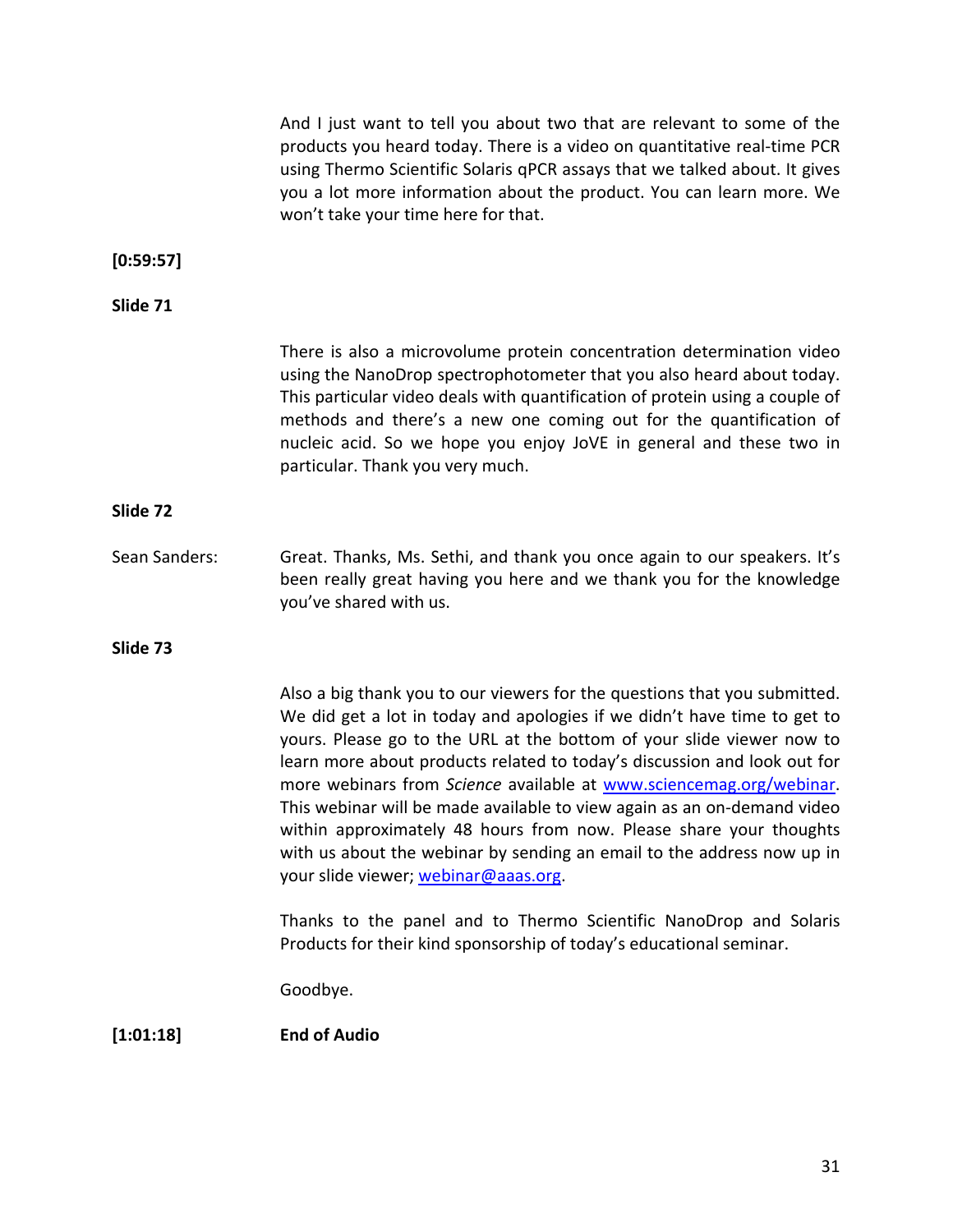And I just want to tell you about two that are relevant to some of the products you heard today. There is a video on quantitative real-time PCR using Thermo Scientific Solaris qPCR assays that we talked about. It gives you a lot more information about the product. You can learn more. We won't take your time here for that.

**[0:59:57]**

**Slide 71**

There is also a microvolume protein concentration determination video using the NanoDrop spectrophotometer that you also heard about today. This particular video deals with quantification of protein using a couple of methods and there's a new one coming out for the quantification of nucleic acid. So we hope you enjoy JoVE in general and these two in particular. Thank you very much.

**Slide 72**

Sean Sanders: Great. Thanks, Ms. Sethi, and thank you once again to our speakers. It's been really great having you here and we thank you for the knowledge you've shared with us.

**Slide 73**

Also a big thank you to our viewers for the questions that you submitted. We did get a lot in today and apologies if we didn't have time to get to yours. Please go to the URL at the bottom of your slide viewer now to learn more about products related to today's discussion and look out for more webinars from *Science* available at [www.sciencemag.org/webinar](www.sciencemag.org/webinar). This webinar will be made available to view again as an on-demand video within approximately 48 hours from now. Please share your thoughts with us about the webinar by sending an email to the address now up in your slide viewer; [webinar@aaas.org](mailto:webinar@aaas.org).

Thanks to the panel and to Thermo Scientific NanoDrop and Solaris Products for their kind sponsorship of today's educational seminar.

Goodbye.

**[1:01:18]** **End of Audio**